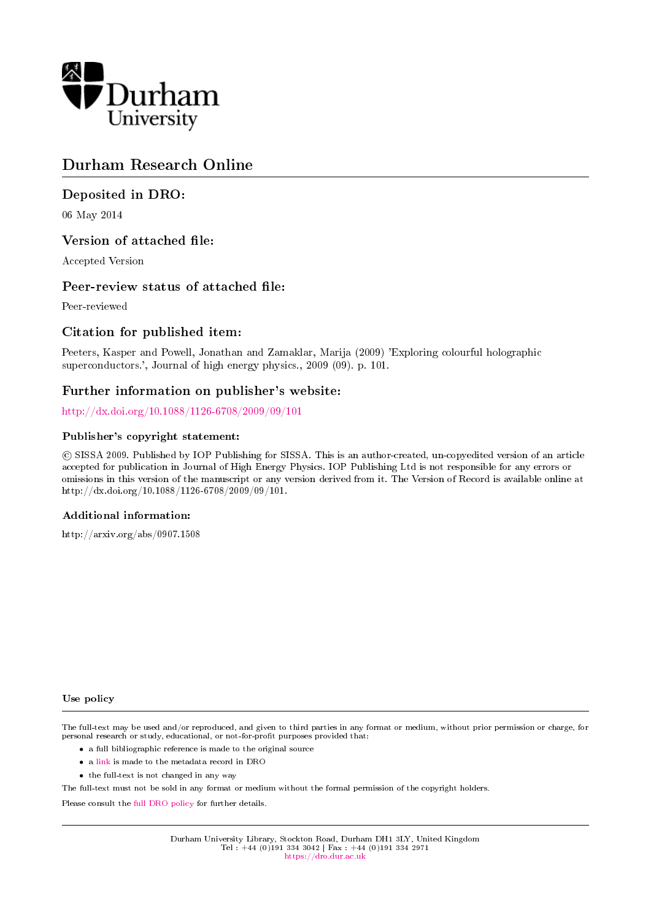Durham University

# Durham Research Online

## Deposited in DRO:

06 May 2014

## Version of attached file:

Accepted Version

## Peer-review status of attached file:

Peer-reviewed

## Citation for published item:

Peeters, Kasper and Powell, Jonathan and Zamaklar, Marija (2009) 'Exploring colourful holographic superconductors.', Journal of high energy physics., 2009 (09). p. 101.

## Further information on publisher's website:

http://dx.doi.org/10.1088/1126-6708/2009/09/101

### Publisher's copyright statement:

© SISSA 2009. Published by IOP Publishing for SISSA. This is an author-created, un-copyedited version of an article accepted for publication in Journal of High Energy Physics. IOP Publishing Ltd is not responsible for any errors or omissions in this version of the manuscript or any version derived from it. The Version of Record is available online at http://dx.doi.org/10.1088/1126-6708/2009/09/101.

### Additional information:

http://arxiv.org/abs/0907.1508

### Use policy

The full-text may be used and/or reproduced, and given to third parties in any format or medium, without prior permission or charge, for personal research or study, educational, or not-for-profit purposes provided that:

- a full bibliographic reference is made to the original source
- a link is made to the metadata record in DRO
- the full-text is not changed in any way

The full-text must not be sold in any format or medium without the formal permission of the copyright holders.

Please consult the full DRO policy for further details.

Durham University Library, Stockton Road, Durham DH1 3LY, United Kingdom
Tel : +44 (0)191 334 3042 | Fax : +44 (0)191 334 2971
https://dro.dur.ac.uk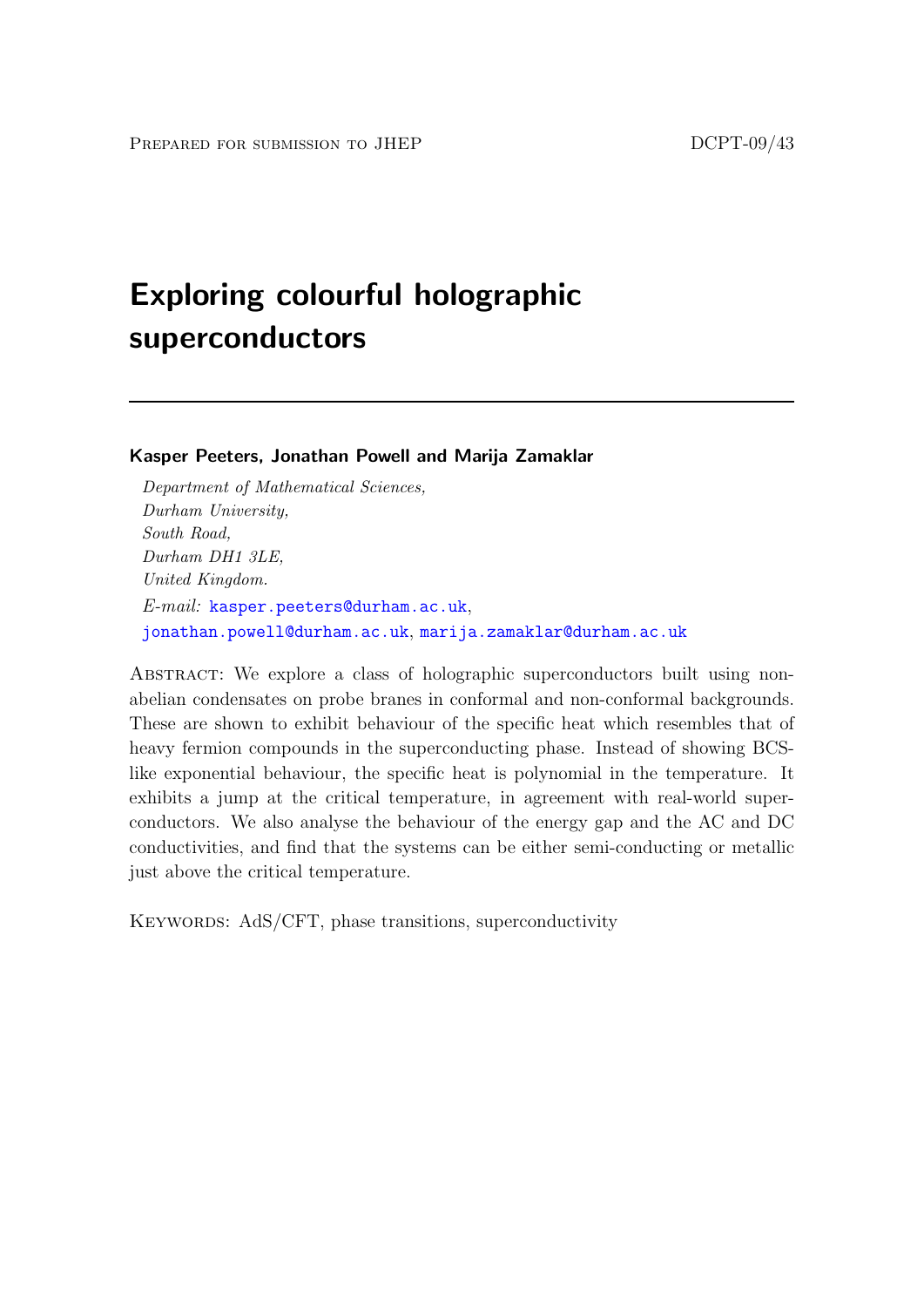Prepared for submission to JHEP DCPT-09/43

# Exploring colourful holographic superconductors

**Kasper Peeters, Jonathan Powell and Marija Zamaklar**

*Department of Mathematical Sciences,*
*Durham University,*
*South Road,*
*Durham DH1 3LE,*
*United Kingdom.*

*E-mail:* kasper.peeters@durham.ac.uk, jonathan.powell@durham.ac.uk, marija.zamaklar@durham.ac.uk

Abstract: We explore a class of holographic superconductors built using non-abelian condensates on probe branes in conformal and non-conformal backgrounds. These are shown to exhibit behaviour of the specific heat which resembles that of heavy fermion compounds in the superconducting phase. Instead of showing BCS-like exponential behaviour, the specific heat is polynomial in the temperature. It exhibits a jump at the critical temperature, in agreement with real-world superconductors. We also analyse the behaviour of the energy gap and the AC and DC conductivities, and find that the systems can be either semi-conducting or metallic just above the critical temperature.

Keywords: AdS/CFT, phase transitions, superconductivity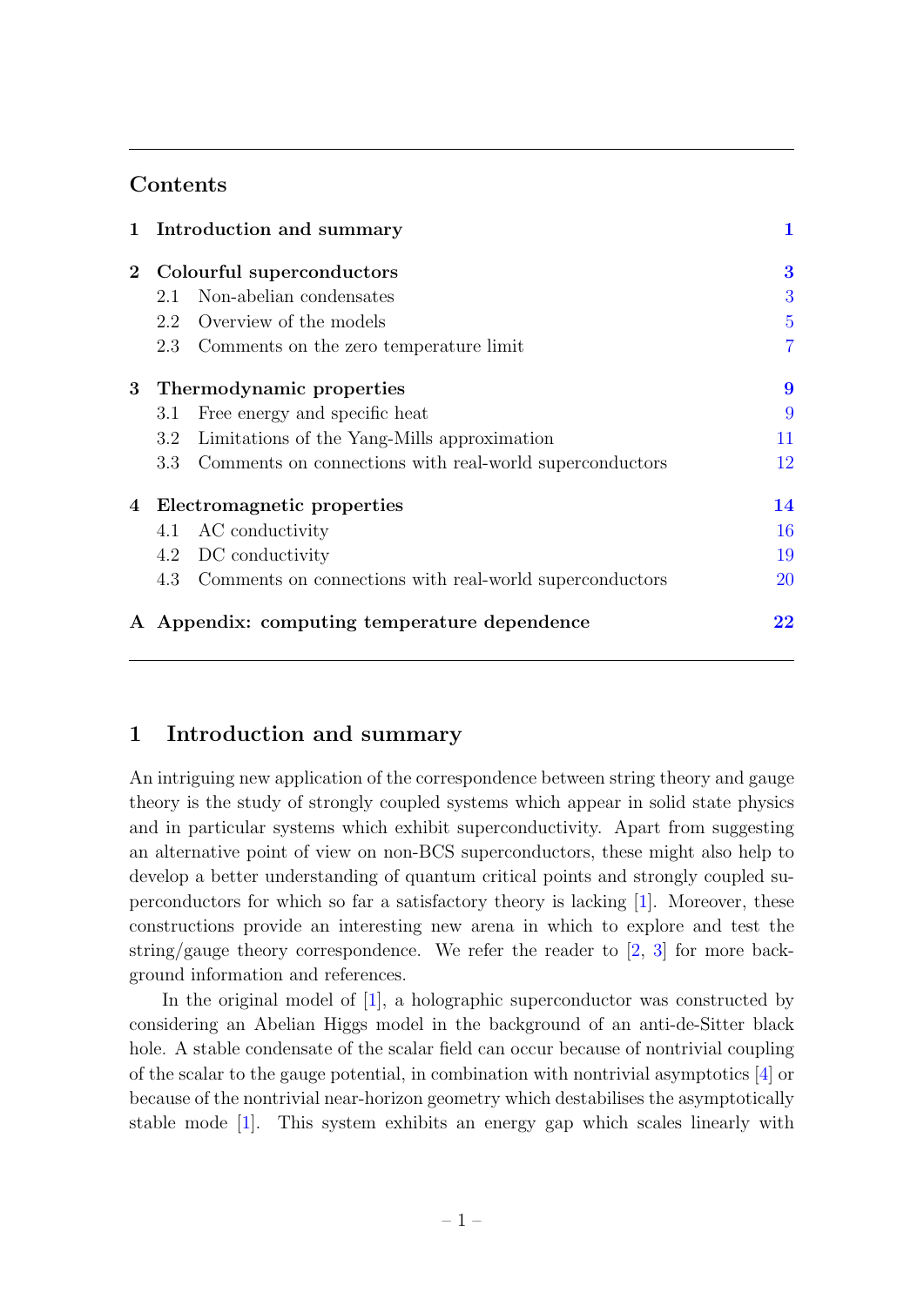## Contents

| | | |
|---|---|---|
| **1** | **Introduction and summary** | **1** |
| **2** | **Colourful superconductors** | **3** |
| | 2.1 Non-abelian condensates | 3 |
| | 2.2 Overview of the models | 5 |
| | 2.3 Comments on the zero temperature limit | 7 |
| **3** | **Thermodynamic properties** | **9** |
| | 3.1 Free energy and specific heat | 9 |
| | 3.2 Limitations of the Yang-Mills approximation | 11 |
| | 3.3 Comments on connections with real-world superconductors | 12 |
| **4** | **Electromagnetic properties** | **14** |
| | 4.1 AC conductivity | 16 |
| | 4.2 DC conductivity | 19 |
| | 4.3 Comments on connections with real-world superconductors | 20 |
| **A** | **Appendix: computing temperature dependence** | **22** |

# 1 Introduction and summary

An intriguing new application of the correspondence between string theory and gauge theory is the study of strongly coupled systems which appear in solid state physics and in particular systems which exhibit superconductivity. Apart from suggesting an alternative point of view on non-BCS superconductors, these might also help to develop a better understanding of quantum critical points and strongly coupled superconductors for which so far a satisfactory theory is lacking [1]. Moreover, these constructions provide an interesting new arena in which to explore and test the string/gauge theory correspondence. We refer the reader to [2, 3] for more background information and references.

In the original model of [1], a holographic superconductor was constructed by considering an Abelian Higgs model in the background of an anti-de-Sitter black hole. A stable condensate of the scalar field can occur because of nontrivial coupling of the scalar to the gauge potential, in combination with nontrivial asymptotics [4] or because of the nontrivial near-horizon geometry which destabilises the asymptotically stable mode [1]. This system exhibits an energy gap which scales linearly with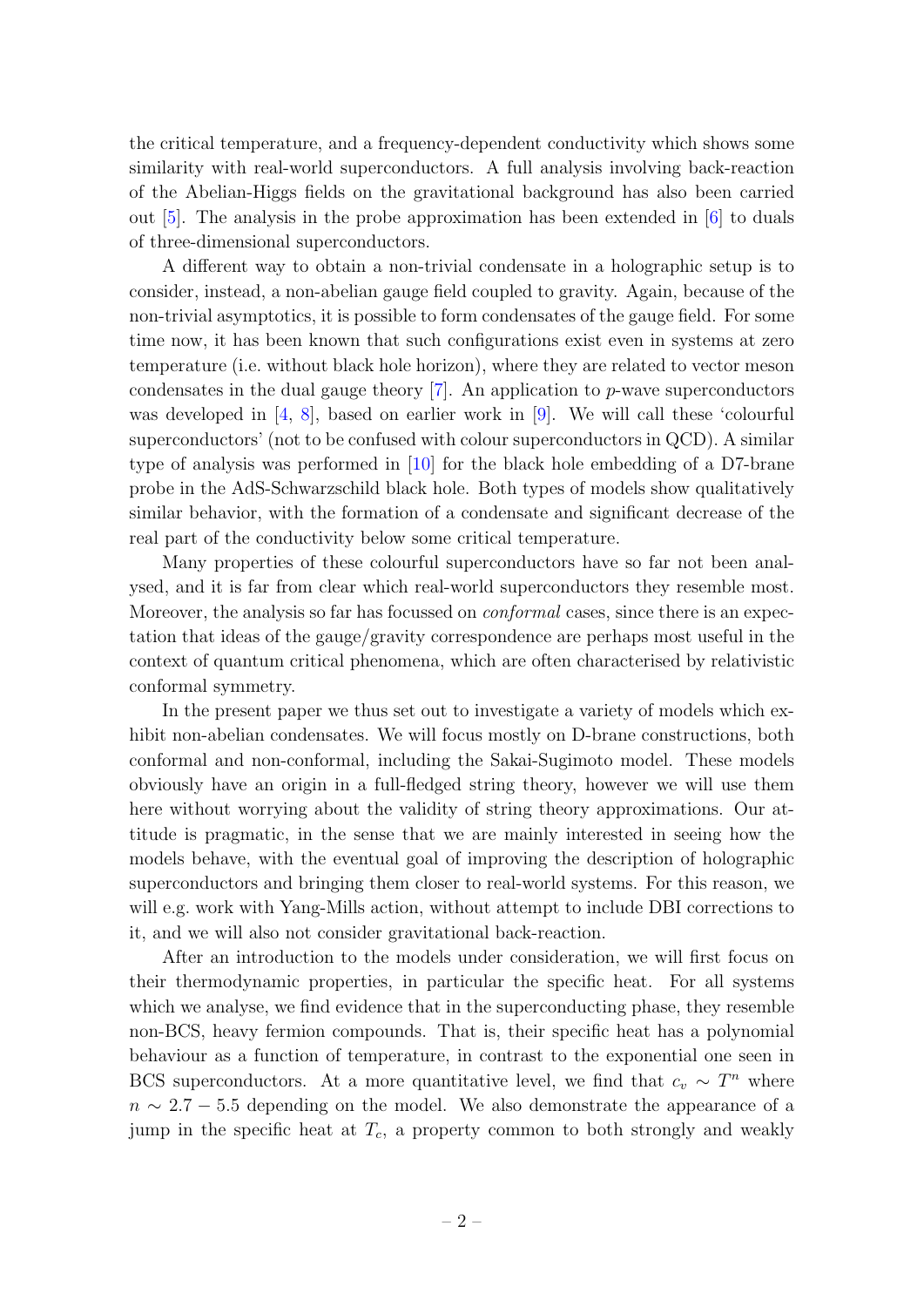the critical temperature, and a frequency-dependent conductivity which shows some similarity with real-world superconductors. A full analysis involving back-reaction of the Abelian-Higgs fields on the gravitational background has also been carried out [5]. The analysis in the probe approximation has been extended in [6] to duals of three-dimensional superconductors.

A different way to obtain a non-trivial condensate in a holographic setup is to consider, instead, a non-abelian gauge field coupled to gravity. Again, because of the non-trivial asymptotics, it is possible to form condensates of the gauge field. For some time now, it has been known that such configurations exist even in systems at zero temperature (i.e. without black hole horizon), where they are related to vector meson condensates in the dual gauge theory [7]. An application to $p$-wave superconductors was developed in [4, 8], based on earlier work in [9]. We will call these 'colourful superconductors' (not to be confused with colour superconductors in QCD). A similar type of analysis was performed in [10] for the black hole embedding of a D7-brane probe in the AdS-Schwarzschild black hole. Both types of models show qualitatively similar behavior, with the formation of a condensate and significant decrease of the real part of the conductivity below some critical temperature.

Many properties of these colourful superconductors have so far not been analysed, and it is far from clear which real-world superconductors they resemble most. Moreover, the analysis so far has focussed on *conformal* cases, since there is an expectation that ideas of the gauge/gravity correspondence are perhaps most useful in the context of quantum critical phenomena, which are often characterised by relativistic conformal symmetry.

In the present paper we thus set out to investigate a variety of models which exhibit non-abelian condensates. We will focus mostly on D-brane constructions, both conformal and non-conformal, including the Sakai-Sugimoto model. These models obviously have an origin in a full-fledged string theory, however we will use them here without worrying about the validity of string theory approximations. Our attitude is pragmatic, in the sense that we are mainly interested in seeing how the models behave, with the eventual goal of improving the description of holographic superconductors and bringing them closer to real-world systems. For this reason, we will e.g. work with Yang-Mills action, without attempt to include DBI corrections to it, and we will also not consider gravitational back-reaction.

After an introduction to the models under consideration, we will first focus on their thermodynamic properties, in particular the specific heat. For all systems which we analyse, we find evidence that in the superconducting phase, they resemble non-BCS, heavy fermion compounds. That is, their specific heat has a polynomial behaviour as a function of temperature, in contrast to the exponential one seen in BCS superconductors. At a more quantitative level, we find that $c_v \sim T^n$ where $n \sim 2.7 - 5.5$ depending on the model. We also demonstrate the appearance of a jump in the specific heat at $T_c$, a property common to both strongly and weakly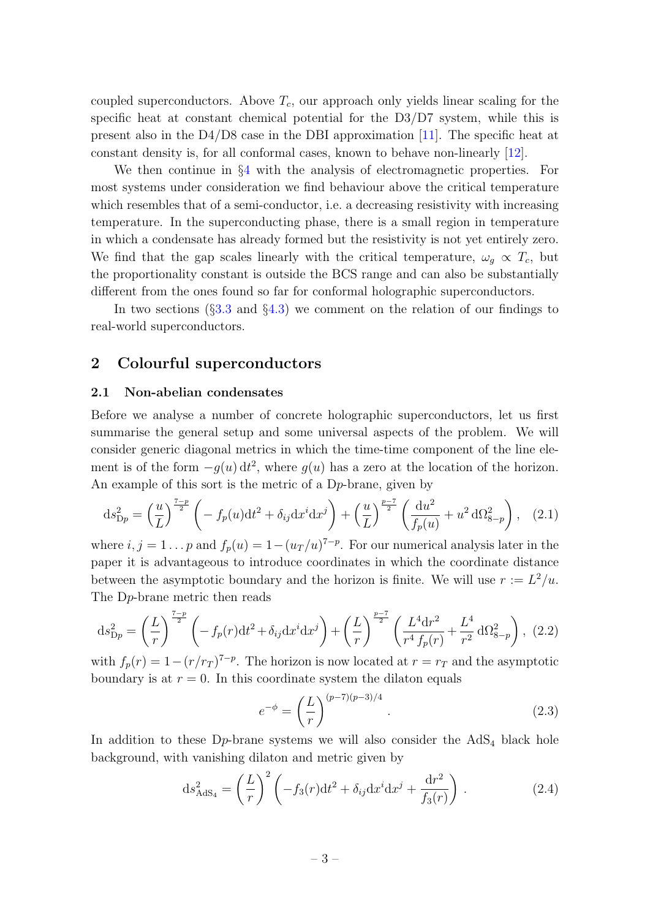coupled superconductors. Above $T_c$, our approach only yields linear scaling for the specific heat at constant chemical potential for the D3/D7 system, while this is present also in the D4/D8 case in the DBI approximation [11]. The specific heat at constant density is, for all conformal cases, known to behave non-linearly [12].

We then continue in §4 with the analysis of electromagnetic properties. For most systems under consideration we find behaviour above the critical temperature which resembles that of a semi-conductor, i.e. a decreasing resistivity with increasing temperature. In the superconducting phase, there is a small region in temperature in which a condensate has already formed but the resistivity is not yet entirely zero. We find that the gap scales linearly with the critical temperature, $\omega_g \propto T_c$, but the proportionality constant is outside the BCS range and can also be substantially different from the ones found so far for conformal holographic superconductors.

In two sections (§3.3 and §4.3) we comment on the relation of our findings to real-world superconductors.

## 2 Colourful superconductors

### 2.1 Non-abelian condensates

Before we analyse a number of concrete holographic superconductors, let us first summarise the general setup and some universal aspects of the problem. We will consider generic diagonal metrics in which the time-time component of the line element is of the form $-g(u)\,\mathrm{d}t^2$, where $g(u)$ has a zero at the location of the horizon. An example of this sort is the metric of a D$p$-brane, given by

$$\mathrm{d}s^2_{\mathrm{D}p} = \left(\frac{u}{L}\right)^{\frac{7-p}{2}} \left( - f_p(u)\mathrm{d}t^2 + \delta_{ij}\mathrm{d}x^i\mathrm{d}x^j \right) + \left(\frac{u}{L}\right)^{\frac{p-7}{2}} \left( \frac{\mathrm{d}u^2}{f_p(u)} + u^2\,\mathrm{d}\Omega^2_{8-p} \right), \quad (2.1)$$

where $i,j = 1\ldots p$ and $f_p(u) = 1-(u_T/u)^{7-p}$. For our numerical analysis later in the paper it is advantageous to introduce coordinates in which the coordinate distance between the asymptotic boundary and the horizon is finite. We will use $r := L^2/u$. The D$p$-brane metric then reads

$$\mathrm{d}s^2_{\mathrm{D}p} = \left(\frac{L}{r}\right)^{\frac{7-p}{2}} \left( - f_p(r)\mathrm{d}t^2 + \delta_{ij}\mathrm{d}x^i\mathrm{d}x^j \right) + \left(\frac{L}{r}\right)^{\frac{p-7}{2}} \left( \frac{L^4\mathrm{d}r^2}{r^4\,f_p(r)} + \frac{L^4}{r^2}\,\mathrm{d}\Omega^2_{8-p} \right), \quad (2.2)$$

with $f_p(r) = 1-(r/r_T)^{7-p}$. The horizon is now located at $r = r_T$ and the asymptotic boundary is at $r = 0$. In this coordinate system the dilaton equals

$$e^{-\phi} = \left(\frac{L}{r}\right)^{(p-7)(p-3)/4}. \quad (2.3)$$

In addition to these D$p$-brane systems we will also consider the $\mathrm{AdS}_4$ black hole background, with vanishing dilaton and metric given by

$$\mathrm{d}s^2_{\mathrm{AdS}_4} = \left(\frac{L}{r}\right)^2 \left( -f_3(r)\mathrm{d}t^2 + \delta_{ij}\mathrm{d}x^i\mathrm{d}x^j + \frac{\mathrm{d}r^2}{f_3(r)} \right). \quad (2.4)$$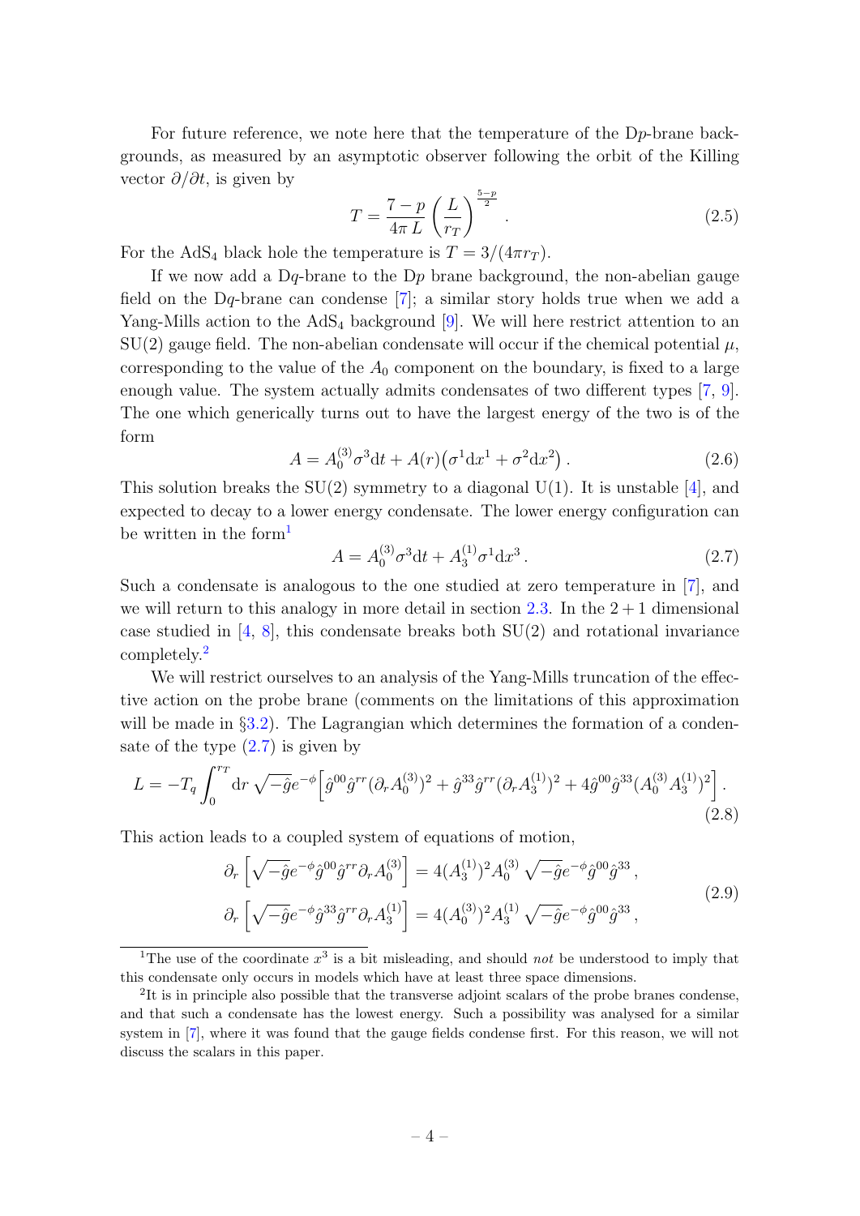For future reference, we note here that the temperature of the D$p$-brane backgrounds, as measured by an asymptotic observer following the orbit of the Killing vector $\partial/\partial t$, is given by

$$T = \frac{7-p}{4\pi\, L}\left(\frac{L}{r_T}\right)^{\frac{5-p}{2}}\,. \tag{2.5}$$

For the AdS$_4$ black hole the temperature is $T = 3/(4\pi r_T)$.

If we now add a D$q$-brane to the D$p$ brane background, the non-abelian gauge field on the D$q$-brane can condense [7]; a similar story holds true when we add a Yang-Mills action to the AdS$_4$ background [9]. We will here restrict attention to an SU(2) gauge field. The non-abelian condensate will occur if the chemical potential $\mu$, corresponding to the value of the $A_0$ component on the boundary, is fixed to a large enough value. The system actually admits condensates of two different types [7, 9]. The one which generically turns out to have the largest energy of the two is of the form

$$A = A_0^{(3)}\sigma^3 \mathrm{d}t + A(r)\big(\sigma^1 \mathrm{d}x^1 + \sigma^2 \mathrm{d}x^2\big)\,. \tag{2.6}$$

This solution breaks the SU(2) symmetry to a diagonal U(1). It is unstable [4], and expected to decay to a lower energy condensate. The lower energy configuration can be written in the form[1]

$$A = A_0^{(3)}\sigma^3 \mathrm{d}t + A_3^{(1)}\sigma^1 \mathrm{d}x^3\,. \tag{2.7}$$

Such a condensate is analogous to the one studied at zero temperature in [7], and we will return to this analogy in more detail in section 2.3. In the $2+1$ dimensional case studied in [4, 8], this condensate breaks both SU(2) and rotational invariance completely.[2]

We will restrict ourselves to an analysis of the Yang-Mills truncation of the effective action on the probe brane (comments on the limitations of this approximation will be made in §3.2). The Lagrangian which determines the formation of a condensate of the type (2.7) is given by

$$L = -T_q \int_0^{r_T} \mathrm{d}r\, \sqrt{-\hat{g}} e^{-\phi}\Big[\hat{g}^{00}\hat{g}^{rr}(\partial_r A_0^{(3)})^2 + \hat{g}^{33}\hat{g}^{rr}(\partial_r A_3^{(1)})^2 + 4\hat{g}^{00}\hat{g}^{33}(A_0^{(3)}A_3^{(1)})^2\Big]\,. \tag{2.8}$$

This action leads to a coupled system of equations of motion,

$$\begin{aligned}
\partial_r\left[\sqrt{-\hat{g}}e^{-\phi}\hat{g}^{00}\hat{g}^{rr}\partial_r A_0^{(3)}\right] &= 4(A_3^{(1)})^2 A_0^{(3)}\,\sqrt{-\hat{g}}e^{-\phi}\hat{g}^{00}\hat{g}^{33}\,,\\
\partial_r\left[\sqrt{-\hat{g}}e^{-\phi}\hat{g}^{33}\hat{g}^{rr}\partial_r A_3^{(1)}\right] &= 4(A_0^{(3)})^2 A_3^{(1)}\,\sqrt{-\hat{g}}e^{-\phi}\hat{g}^{00}\hat{g}^{33}\,,
\end{aligned} \tag{2.9}$$

---

[1] The use of the coordinate $x^3$ is a bit misleading, and should *not* be understood to imply that this condensate only occurs in models which have at least three space dimensions.

[2] It is in principle also possible that the transverse adjoint scalars of the probe branes condense, and that such a condensate has the lowest energy. Such a possibility was analysed for a similar system in [7], where it was found that the gauge fields condense first. For this reason, we will not discuss the scalars in this paper.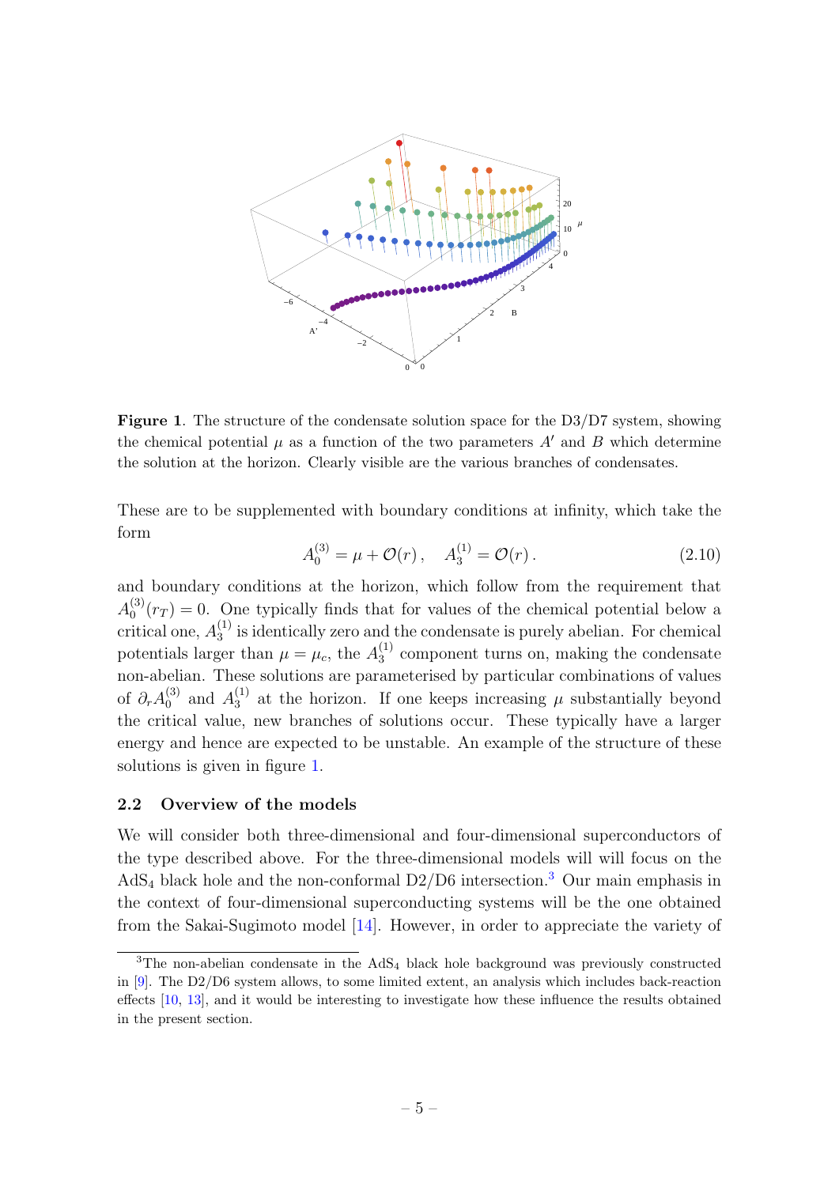**Figure 1**. The structure of the condensate solution space for the D3/D7 system, showing the chemical potential $\mu$ as a function of the two parameters $A'$ and $B$ which determine the solution at the horizon. Clearly visible are the various branches of condensates.

These are to be supplemented with boundary conditions at infinity, which take the form

$$A_0^{(3)} = \mu + \mathcal{O}(r)\,, \quad A_3^{(1)} = \mathcal{O}(r)\,. \tag{2.10}$$

and boundary conditions at the horizon, which follow from the requirement that $A_0^{(3)}(r_T) = 0$. One typically finds that for values of the chemical potential below a critical one, $A_3^{(1)}$ is identically zero and the condensate is purely abelian. For chemical potentials larger than $\mu = \mu_c$, the $A_3^{(1)}$ component turns on, making the condensate non-abelian. These solutions are parameterised by particular combinations of values of $\partial_r A_0^{(3)}$ and $A_3^{(1)}$ at the horizon. If one keeps increasing $\mu$ substantially beyond the critical value, new branches of solutions occur. These typically have a larger energy and hence are expected to be unstable. An example of the structure of these solutions is given in figure 1.

### 2.2 Overview of the models

We will consider both three-dimensional and four-dimensional superconductors of the type described above. For the three-dimensional models will will focus on the $\text{AdS}_4$ black hole and the non-conformal D2/D6 intersection.[3] Our main emphasis in the context of four-dimensional superconducting systems will be the one obtained from the Sakai-Sugimoto model [14]. However, in order to appreciate the variety of

[3]The non-abelian condensate in the $\text{AdS}_4$ black hole background was previously constructed in [9]. The D2/D6 system allows, to some limited extent, an analysis which includes back-reaction effects [10, 13], and it would be interesting to investigate how these influence the results obtained in the present section.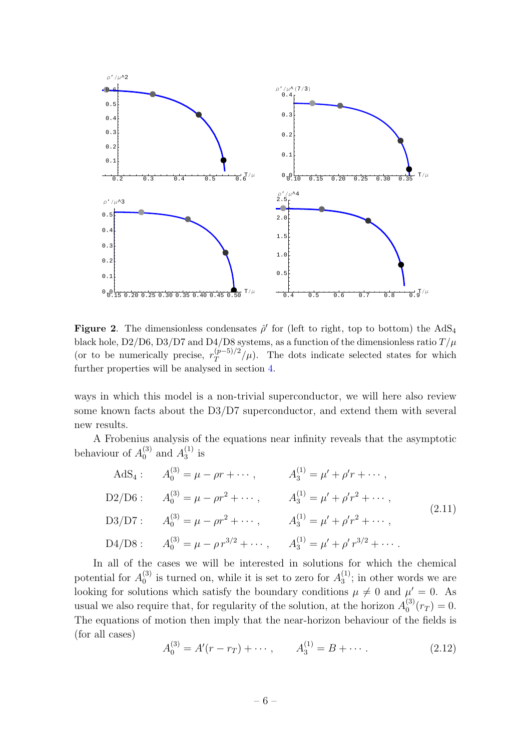**Figure 2**. The dimensionless condensates $\hat{\rho}'$ for (left to right, top to bottom) the $\text{AdS}_4$ black hole, D2/D6, D3/D7 and D4/D8 systems, as a function of the dimensionless ratio $T/\mu$ (or to be numerically precise, $r_T^{(p-5)/2}/\mu$). The dots indicate selected states for which further properties will be analysed in section 4.

ways in which this model is a non-trivial superconductor, we will here also review some known facts about the D3/D7 superconductor, and extend them with several new results.

A Frobenius analysis of the equations near infinity reveals that the asymptotic behaviour of $A_0^{(3)}$ and $A_3^{(1)}$ is

$$
\begin{aligned}
\text{AdS}_4: &\quad A_0^{(3)} = \mu - \rho r + \cdots\,, &\quad A_3^{(1)} = \mu' + \rho' r + \cdots\,,\\
\text{D2/D6}: &\quad A_0^{(3)} = \mu - \rho r^2 + \cdots\,, &\quad A_3^{(1)} = \mu' + \rho' r^2 + \cdots\,,\\
\text{D3/D7}: &\quad A_0^{(3)} = \mu - \rho r^2 + \cdots\,, &\quad A_3^{(1)} = \mu' + \rho' r^2 + \cdots\,,\\
\text{D4/D8}: &\quad A_0^{(3)} = \mu - \rho\, r^{3/2} + \cdots\,, &\quad A_3^{(1)} = \mu' + \rho'\, r^{3/2} + \cdots\,.
\end{aligned}
\tag{2.11}
$$

In all of the cases we will be interested in solutions for which the chemical potential for $A_0^{(3)}$ is turned on, while it is set to zero for $A_3^{(1)}$; in other words we are looking for solutions which satisfy the boundary conditions $\mu \neq 0$ and $\mu' = 0$. As usual we also require that, for regularity of the solution, at the horizon $A_0^{(3)}(r_T) = 0$. The equations of motion then imply that the near-horizon behaviour of the fields is (for all cases)

$$
A_0^{(3)} = A'(r - r_T) + \cdots\,, \qquad A_3^{(1)} = B + \cdots\,. \tag{2.12}
$$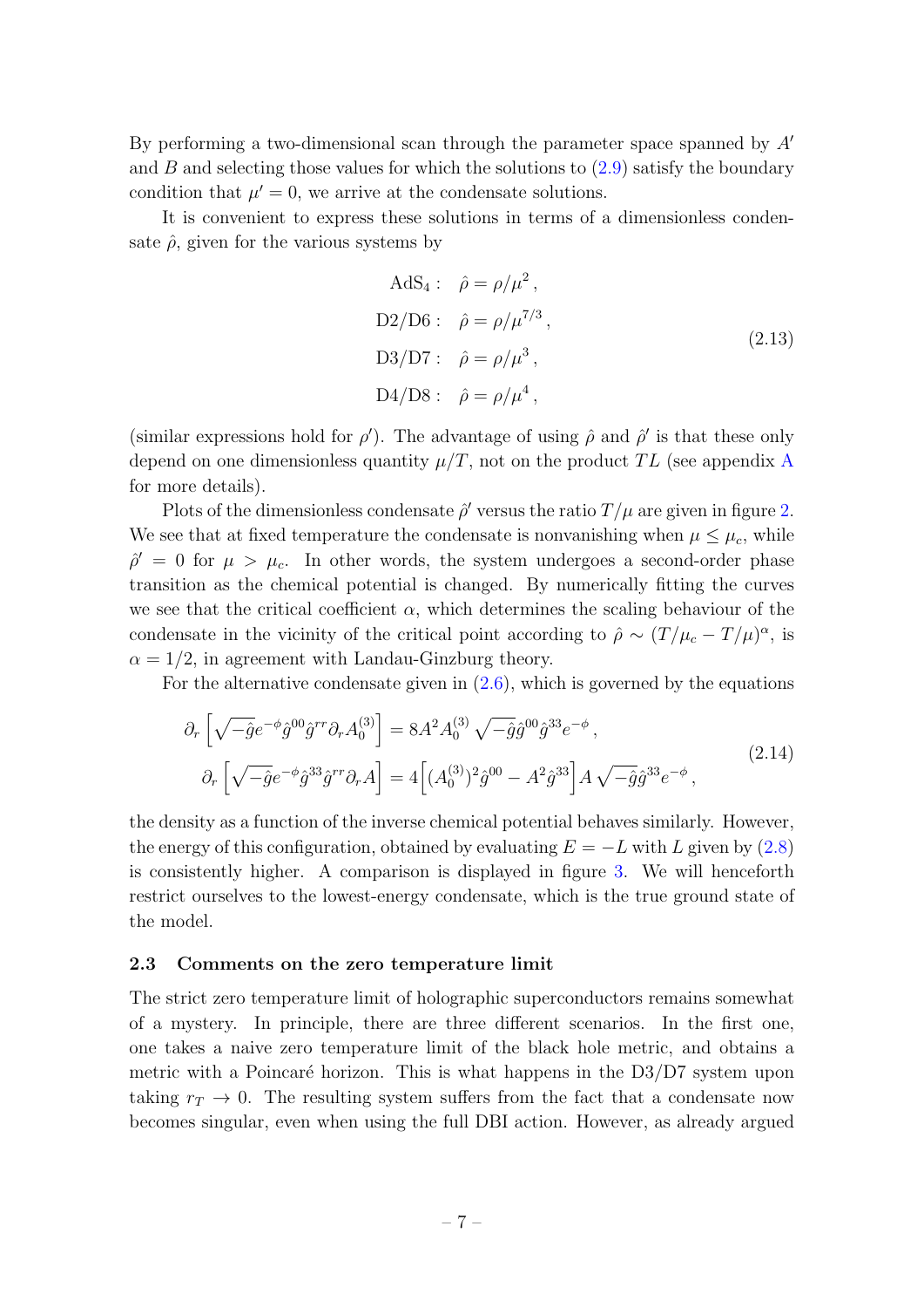By performing a two-dimensional scan through the parameter space spanned by $A'$ and $B$ and selecting those values for which the solutions to (2.9) satisfy the boundary condition that $\mu' = 0$, we arrive at the condensate solutions.

It is convenient to express these solutions in terms of a dimensionless condensate $\hat{\rho}$, given for the various systems by

$$
\begin{aligned}
\text{AdS}_4: &\quad \hat{\rho} = \rho/\mu^2\,, \\
\text{D2/D6}: &\quad \hat{\rho} = \rho/\mu^{7/3}\,, \\
\text{D3/D7}: &\quad \hat{\rho} = \rho/\mu^3\,, \\
\text{D4/D8}: &\quad \hat{\rho} = \rho/\mu^4\,,
\end{aligned}
\tag{2.13}
$$

(similar expressions hold for $\rho'$). The advantage of using $\hat{\rho}$ and $\hat{\rho}'$ is that these only depend on one dimensionless quantity $\mu/T$, not on the product $TL$ (see appendix A for more details).

Plots of the dimensionless condensate $\hat{\rho}'$ versus the ratio $T/\mu$ are given in figure 2. We see that at fixed temperature the condensate is nonvanishing when $\mu \leq \mu_c$, while $\hat{\rho}' = 0$ for $\mu > \mu_c$. In other words, the system undergoes a second-order phase transition as the chemical potential is changed. By numerically fitting the curves we see that the critical coefficient $\alpha$, which determines the scaling behaviour of the condensate in the vicinity of the critical point according to $\hat{\rho} \sim (T/\mu_c - T/\mu)^\alpha$, is $\alpha = 1/2$, in agreement with Landau-Ginzburg theory.

For the alternative condensate given in (2.6), which is governed by the equations

$$
\begin{aligned}
\partial_r \left[ \sqrt{-\hat{g}} e^{-\phi} \hat{g}^{00} \hat{g}^{rr} \partial_r A_0^{(3)} \right] &= 8 A^2 A_0^{(3)} \sqrt{-\hat{g}} \hat{g}^{00} \hat{g}^{33} e^{-\phi}\,, \\
\partial_r \left[ \sqrt{-\hat{g}} e^{-\phi} \hat{g}^{33} \hat{g}^{rr} \partial_r A \right] &= 4 \Big[ (A_0^{(3)})^2 \hat{g}^{00} - A^2 \hat{g}^{33} \Big] A \sqrt{-\hat{g}} \hat{g}^{33} e^{-\phi}\,,
\end{aligned}
\tag{2.14}
$$

the density as a function of the inverse chemical potential behaves similarly. However, the energy of this configuration, obtained by evaluating $E = -L$ with $L$ given by (2.8) is consistently higher. A comparison is displayed in figure 3. We will henceforth restrict ourselves to the lowest-energy condensate, which is the true ground state of the model.

### 2.3 Comments on the zero temperature limit

The strict zero temperature limit of holographic superconductors remains somewhat of a mystery. In principle, there are three different scenarios. In the first one, one takes a naive zero temperature limit of the black hole metric, and obtains a metric with a Poincaré horizon. This is what happens in the D3/D7 system upon taking $r_T \to 0$. The resulting system suffers from the fact that a condensate now becomes singular, even when using the full DBI action. However, as already argued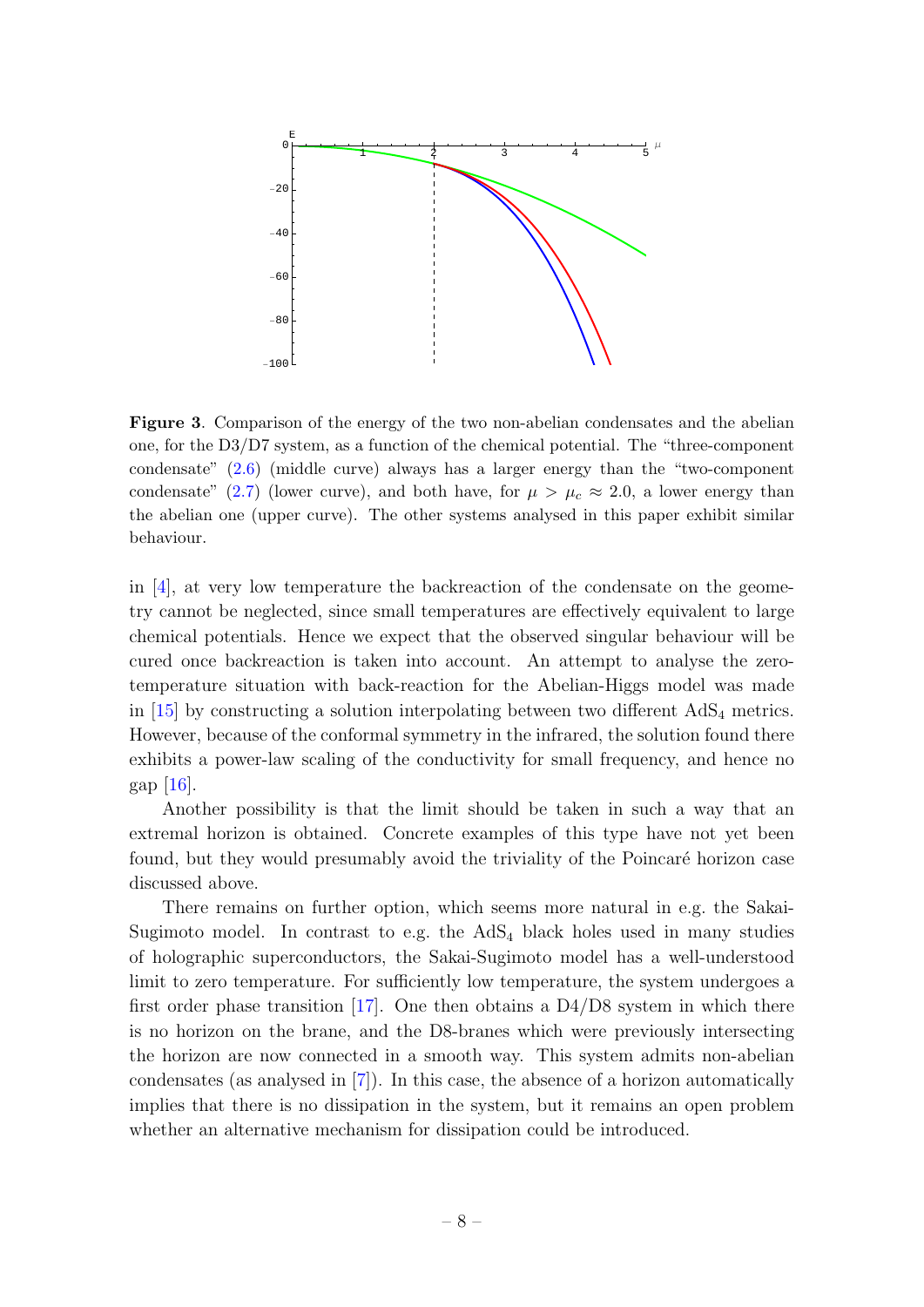**Figure 3**. Comparison of the energy of the two non-abelian condensates and the abelian one, for the D3/D7 system, as a function of the chemical potential. The "three-component condensate" (2.6) (middle curve) always has a larger energy than the "two-component condensate" (2.7) (lower curve), and both have, for $\mu > \mu_c \approx 2.0$, a lower energy than the abelian one (upper curve). The other systems analysed in this paper exhibit similar behaviour.

in [4], at very low temperature the backreaction of the condensate on the geometry cannot be neglected, since small temperatures are effectively equivalent to large chemical potentials. Hence we expect that the observed singular behaviour will be cured once backreaction is taken into account. An attempt to analyse the zero-temperature situation with back-reaction for the Abelian-Higgs model was made in [15] by constructing a solution interpolating between two different $\mathrm{AdS}_4$ metrics. However, because of the conformal symmetry in the infrared, the solution found there exhibits a power-law scaling of the conductivity for small frequency, and hence no gap [16].

Another possibility is that the limit should be taken in such a way that an extremal horizon is obtained. Concrete examples of this type have not yet been found, but they would presumably avoid the triviality of the Poincaré horizon case discussed above.

There remains on further option, which seems more natural in e.g. the Sakai-Sugimoto model. In contrast to e.g. the $\mathrm{AdS}_4$ black holes used in many studies of holographic superconductors, the Sakai-Sugimoto model has a well-understood limit to zero temperature. For sufficiently low temperature, the system undergoes a first order phase transition [17]. One then obtains a D4/D8 system in which there is no horizon on the brane, and the D8-branes which were previously intersecting the horizon are now connected in a smooth way. This system admits non-abelian condensates (as analysed in [7]). In this case, the absence of a horizon automatically implies that there is no dissipation in the system, but it remains an open problem whether an alternative mechanism for dissipation could be introduced.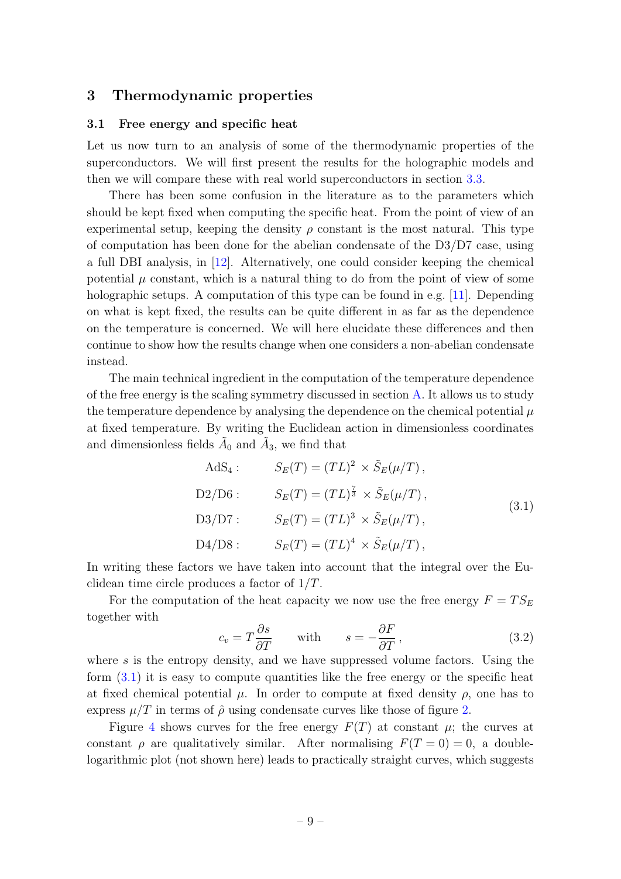## 3 Thermodynamic properties

### 3.1 Free energy and specific heat

Let us now turn to an analysis of some of the thermodynamic properties of the superconductors. We will first present the results for the holographic models and then we will compare these with real world superconductors in section 3.3.

There has been some confusion in the literature as to the parameters which should be kept fixed when computing the specific heat. From the point of view of an experimental setup, keeping the density $\rho$ constant is the most natural. This type of computation has been done for the abelian condensate of the D3/D7 case, using a full DBI analysis, in [12]. Alternatively, one could consider keeping the chemical potential $\mu$ constant, which is a natural thing to do from the point of view of some holographic setups. A computation of this type can be found in e.g. [11]. Depending on what is kept fixed, the results can be quite different in as far as the dependence on the temperature is concerned. We will here elucidate these differences and then continue to show how the results change when one considers a non-abelian condensate instead.

The main technical ingredient in the computation of the temperature dependence of the free energy is the scaling symmetry discussed in section A. It allows us to study the temperature dependence by analysing the dependence on the chemical potential $\mu$ at fixed temperature. By writing the Euclidean action in dimensionless coordinates and dimensionless fields $\tilde{A}_0$ and $\tilde{A}_3$, we find that

$$
\begin{aligned}
\text{AdS}_4: &\qquad S_E(T) = (TL)^2 \times \tilde{S}_E(\mu/T)\,,\\
\text{D2/D6}: &\qquad S_E(T) = (TL)^{\frac{7}{3}} \times \tilde{S}_E(\mu/T)\,,\\
\text{D3/D7}: &\qquad S_E(T) = (TL)^3 \times \tilde{S}_E(\mu/T)\,,\\
\text{D4/D8}: &\qquad S_E(T) = (TL)^4 \times \tilde{S}_E(\mu/T)\,,
\end{aligned}
\tag{3.1}
$$

In writing these factors we have taken into account that the integral over the Euclidean time circle produces a factor of $1/T$.

For the computation of the heat capacity we now use the free energy $F = TS_E$ together with

$$
c_v = T\frac{\partial s}{\partial T} \qquad \text{with} \qquad s = -\frac{\partial F}{\partial T}\,,
\tag{3.2}
$$

where $s$ is the entropy density, and we have suppressed volume factors. Using the form (3.1) it is easy to compute quantities like the free energy or the specific heat at fixed chemical potential $\mu$. In order to compute at fixed density $\rho$, one has to express $\mu/T$ in terms of $\hat{\rho}$ using condensate curves like those of figure 2.

Figure 4 shows curves for the free energy $F(T)$ at constant $\mu$; the curves at constant $\rho$ are qualitatively similar. After normalising $F(T = 0) = 0$, a double-logarithmic plot (not shown here) leads to practically straight curves, which suggests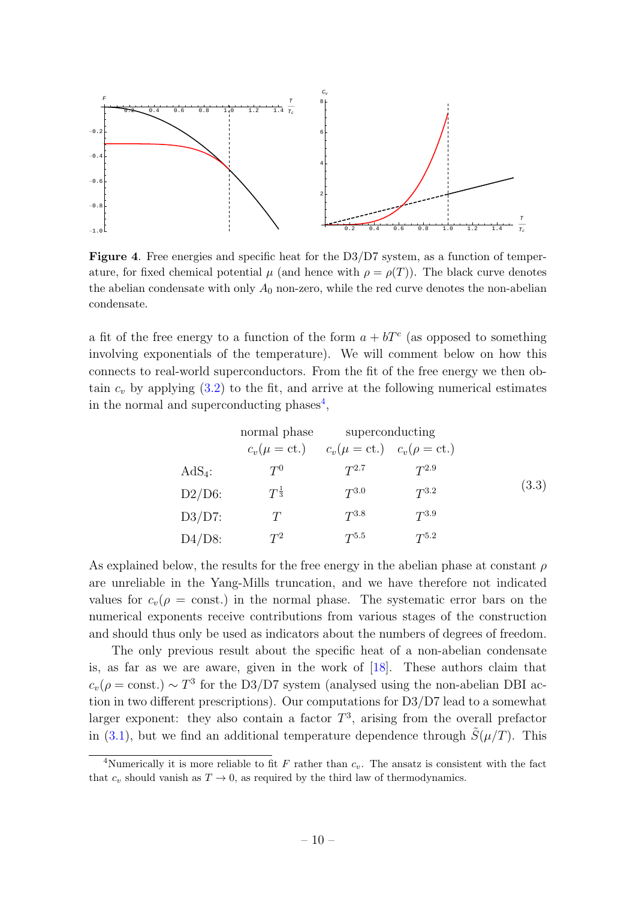**Figure 4**. Free energies and specific heat for the D3/D7 system, as a function of temperature, for fixed chemical potential $\mu$ (and hence with $\rho = \rho(T)$). The black curve denotes the abelian condensate with only $A_0$ non-zero, while the red curve denotes the non-abelian condensate.

a fit of the free energy to a function of the form $a + bT^c$ (as opposed to something involving exponentials of the temperature). We will comment below on how this connects to real-world superconductors. From the fit of the free energy we then obtain $c_v$ by applying (3.2) to the fit, and arrive at the following numerical estimates in the normal and superconducting phases[4],

$$
\begin{array}{llll}
 & \text{normal phase} & \text{superconducting} & \\
 & c_v(\mu = \text{ct.}) & c_v(\mu = \text{ct.}) & c_v(\rho = \text{ct.}) \\
\text{AdS}_4\text{:} & T^0 & T^{2.7} & T^{2.9} \\
\text{D2/D6:} & T^{\frac{1}{3}} & T^{3.0} & T^{3.2} \\
\text{D3/D7:} & T & T^{3.8} & T^{3.9} \\
\text{D4/D8:} & T^2 & T^{5.5} & T^{5.2}
\end{array}
\tag{3.3}
$$

As explained below, the results for the free energy in the abelian phase at constant $\rho$ are unreliable in the Yang-Mills truncation, and we have therefore not indicated values for $c_v(\rho = \text{const.})$ in the normal phase. The systematic error bars on the numerical exponents receive contributions from various stages of the construction and should thus only be used as indicators about the numbers of degrees of freedom.

The only previous result about the specific heat of a non-abelian condensate is, as far as we are aware, given in the work of [18]. These authors claim that $c_v(\rho = \text{const.}) \sim T^3$ for the D3/D7 system (analysed using the non-abelian DBI action in two different prescriptions). Our computations for D3/D7 lead to a somewhat larger exponent: they also contain a factor $T^3$, arising from the overall prefactor in (3.1), but we find an additional temperature dependence through $\tilde{S}(\mu/T)$. This

[4] Numerically it is more reliable to fit $F$ rather than $c_v$. The ansatz is consistent with the fact that $c_v$ should vanish as $T \to 0$, as required by the third law of thermodynamics.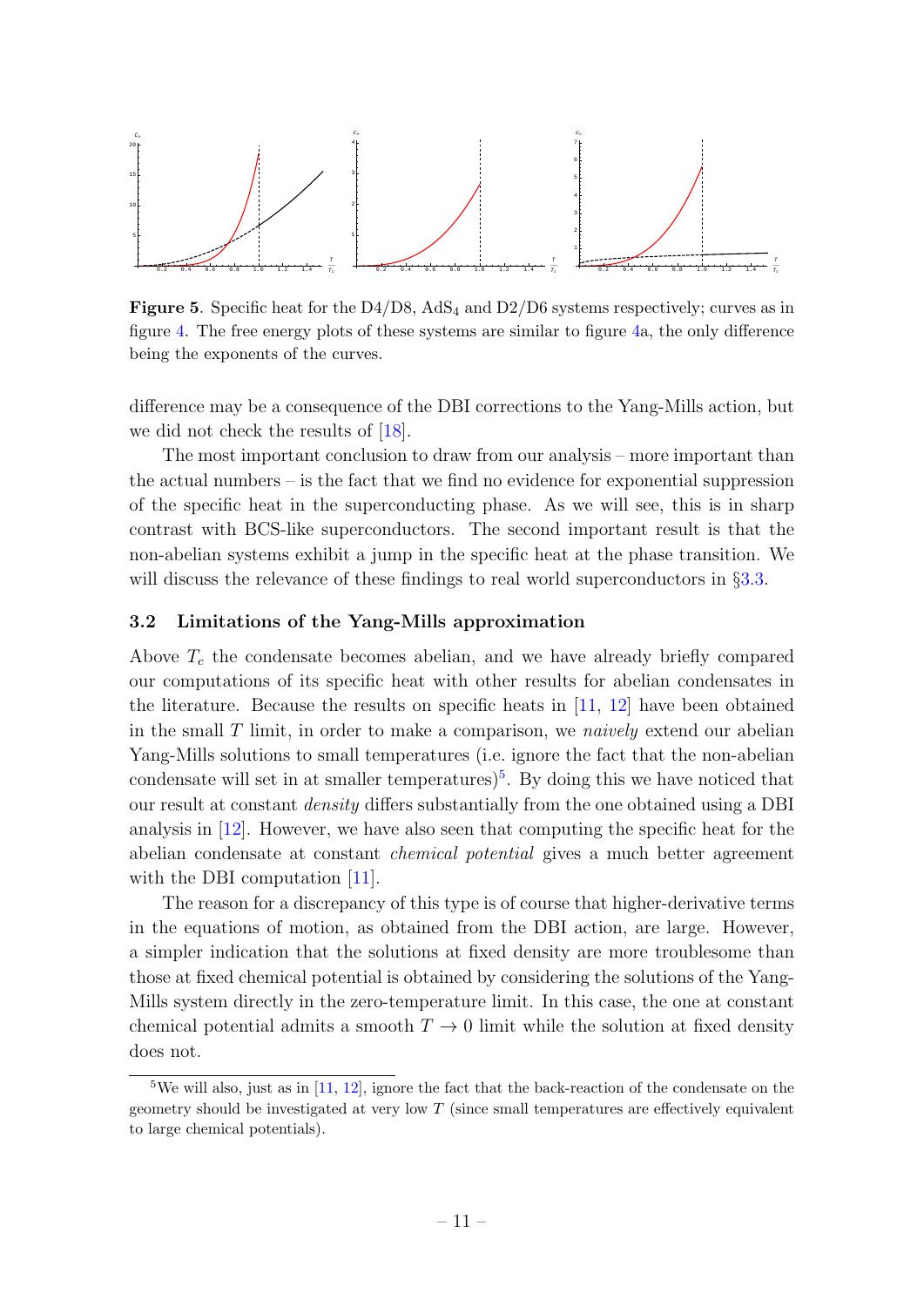**Figure 5**. Specific heat for the D4/D8, $AdS_4$ and D2/D6 systems respectively; curves as in figure 4. The free energy plots of these systems are similar to figure 4a, the only difference being the exponents of the curves.

difference may be a consequence of the DBI corrections to the Yang-Mills action, but we did not check the results of [18].

The most important conclusion to draw from our analysis – more important than the actual numbers – is the fact that we find no evidence for exponential suppression of the specific heat in the superconducting phase. As we will see, this is in sharp contrast with BCS-like superconductors. The second important result is that the non-abelian systems exhibit a jump in the specific heat at the phase transition. We will discuss the relevance of these findings to real world superconductors in §3.3.

### 3.2 Limitations of the Yang-Mills approximation

Above $T_c$ the condensate becomes abelian, and we have already briefly compared our computations of its specific heat with other results for abelian condensates in the literature. Because the results on specific heats in [11, 12] have been obtained in the small $T$ limit, in order to make a comparison, we *naively* extend our abelian Yang-Mills solutions to small temperatures (i.e. ignore the fact that the non-abelian condensate will set in at smaller temperatures)[5]. By doing this we have noticed that our result at constant *density* differs substantially from the one obtained using a DBI analysis in [12]. However, we have also seen that computing the specific heat for the abelian condensate at constant *chemical potential* gives a much better agreement with the DBI computation [11].

The reason for a discrepancy of this type is of course that higher-derivative terms in the equations of motion, as obtained from the DBI action, are large. However, a simpler indication that the solutions at fixed density are more troublesome than those at fixed chemical potential is obtained by considering the solutions of the Yang-Mills system directly in the zero-temperature limit. In this case, the one at constant chemical potential admits a smooth $T \to 0$ limit while the solution at fixed density does not.

[5] We will also, just as in [11, 12], ignore the fact that the back-reaction of the condensate on the geometry should be investigated at very low $T$ (since small temperatures are effectively equivalent to large chemical potentials).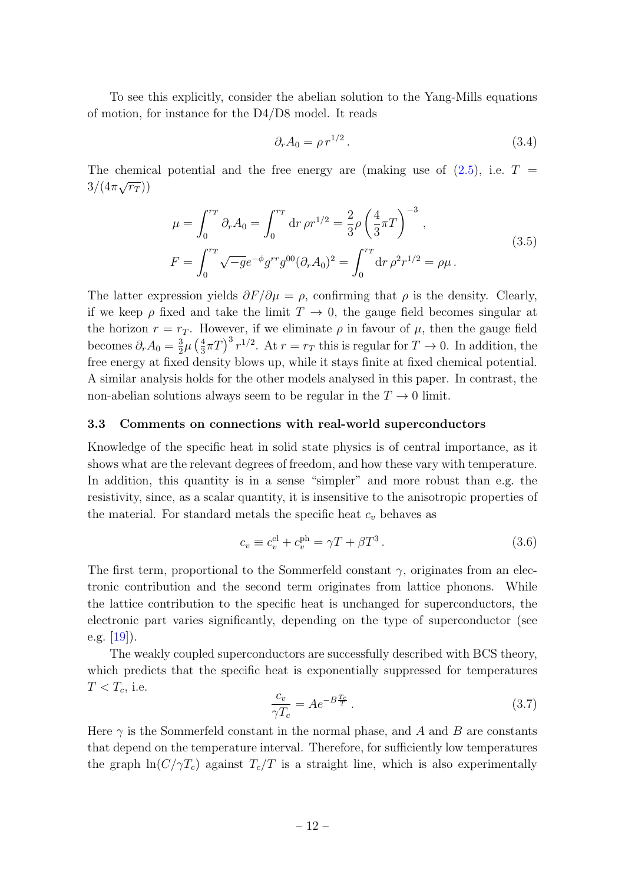To see this explicitly, consider the abelian solution to the Yang-Mills equations of motion, for instance for the D4/D8 model. It reads

$$\partial_r A_0 = \rho\, r^{1/2}\,. \tag{3.4}$$

The chemical potential and the free energy are (making use of (2.5), i.e. $T = 3/(4\pi\sqrt{r_T})$)

$$\begin{aligned}
\mu &= \int_0^{r_T} \partial_r A_0 = \int_0^{r_T} \mathrm{d}r\, \rho r^{1/2} = \frac{2}{3}\rho \left(\frac{4}{3}\pi T\right)^{-3}\,, \\
F &= \int_0^{r_T} \sqrt{-g}e^{-\phi} g^{rr} g^{00} (\partial_r A_0)^2 = \int_0^{r_T} \mathrm{d}r\, \rho^2 r^{1/2} = \rho\mu\,.
\end{aligned} \tag{3.5}$$

The latter expression yields $\partial F/\partial\mu = \rho$, confirming that $\rho$ is the density. Clearly, if we keep $\rho$ fixed and take the limit $T \to 0$, the gauge field becomes singular at the horizon $r = r_T$. However, if we eliminate $\rho$ in favour of $\mu$, then the gauge field becomes $\partial_r A_0 = \frac{3}{2}\mu\left(\frac{4}{3}\pi T\right)^3 r^{1/2}$. At $r = r_T$ this is regular for $T \to 0$. In addition, the free energy at fixed density blows up, while it stays finite at fixed chemical potential. A similar analysis holds for the other models analysed in this paper. In contrast, the non-abelian solutions always seem to be regular in the $T \to 0$ limit.

### 3.3 Comments on connections with real-world superconductors

Knowledge of the specific heat in solid state physics is of central importance, as it shows what are the relevant degrees of freedom, and how these vary with temperature. In addition, this quantity is in a sense "simpler" and more robust than e.g. the resistivity, since, as a scalar quantity, it is insensitive to the anisotropic properties of the material. For standard metals the specific heat $c_v$ behaves as

$$c_v \equiv c_v^{\mathrm{el}} + c_v^{\mathrm{ph}} = \gamma T + \beta T^3\,. \tag{3.6}$$

The first term, proportional to the Sommerfeld constant $\gamma$, originates from an electronic contribution and the second term originates from lattice phonons. While the lattice contribution to the specific heat is unchanged for superconductors, the electronic part varies significantly, depending on the type of superconductor (see e.g. [19]).

The weakly coupled superconductors are successfully described with BCS theory, which predicts that the specific heat is exponentially suppressed for temperatures $T < T_c$, i.e.

$$\frac{c_v}{\gamma T_c} = A e^{-B\frac{T_c}{T}}\,. \tag{3.7}$$

Here $\gamma$ is the Sommerfeld constant in the normal phase, and $A$ and $B$ are constants that depend on the temperature interval. Therefore, for sufficiently low temperatures the graph $\ln(C/\gamma T_c)$ against $T_c/T$ is a straight line, which is also experimentally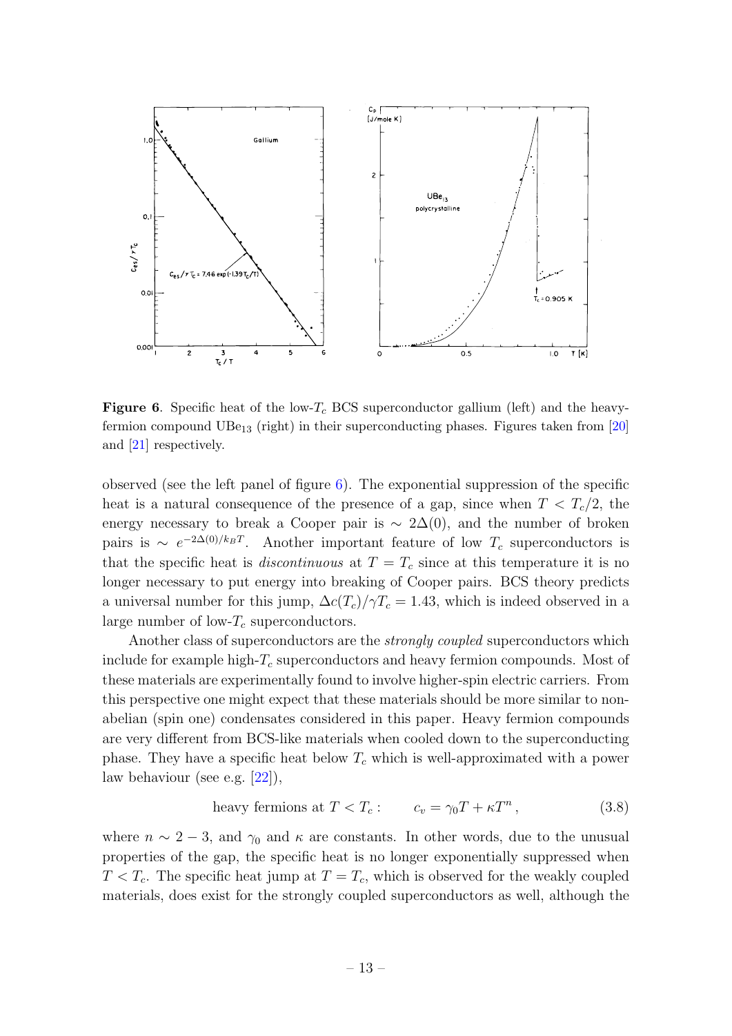**Figure 6**. Specific heat of the low-$T_c$ BCS superconductor gallium (left) and the heavy-fermion compound $UBe_{13}$ (right) in their superconducting phases. Figures taken from [20] and [21] respectively.

observed (see the left panel of figure 6). The exponential suppression of the specific heat is a natural consequence of the presence of a gap, since when $T < T_c/2$, the energy necessary to break a Cooper pair is $\sim 2\Delta(0)$, and the number of broken pairs is $\sim e^{-2\Delta(0)/k_B T}$. Another important feature of low $T_c$ superconductors is that the specific heat is *discontinuous* at $T = T_c$ since at this temperature it is no longer necessary to put energy into breaking of Cooper pairs. BCS theory predicts a universal number for this jump, $\Delta c(T_c)/\gamma T_c = 1.43$, which is indeed observed in a large number of low-$T_c$ superconductors.

Another class of superconductors are the *strongly coupled* superconductors which include for example high-$T_c$ superconductors and heavy fermion compounds. Most of these materials are experimentally found to involve higher-spin electric carriers. From this perspective one might expect that these materials should be more similar to non-abelian (spin one) condensates considered in this paper. Heavy fermion compounds are very different from BCS-like materials when cooled down to the superconducting phase. They have a specific heat below $T_c$ which is well-approximated with a power law behaviour (see e.g. [22]),

$$\text{heavy fermions at } T < T_c: \qquad c_v = \gamma_0 T + \kappa T^n\,, \tag{3.8}$$

where $n \sim 2 - 3$, and $\gamma_0$ and $\kappa$ are constants. In other words, due to the unusual properties of the gap, the specific heat is no longer exponentially suppressed when $T < T_c$. The specific heat jump at $T = T_c$, which is observed for the weakly coupled materials, does exist for the strongly coupled superconductors as well, although the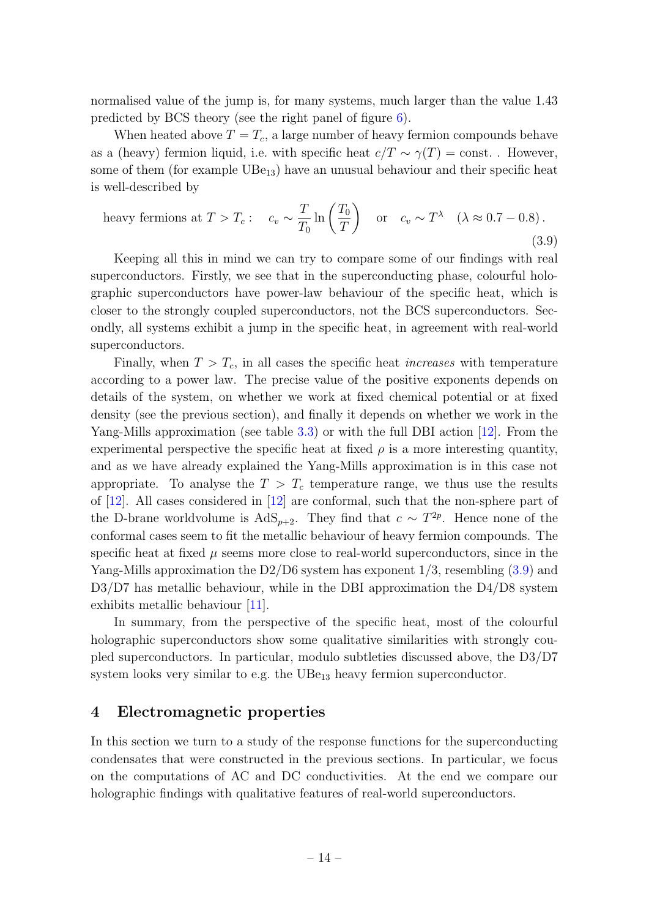normalised value of the jump is, for many systems, much larger than the value 1.43 predicted by BCS theory (see the right panel of figure 6).

When heated above $T = T_c$, a large number of heavy fermion compounds behave as a (heavy) fermion liquid, i.e. with specific heat $c/T \sim \gamma(T) = \text{const.}$ . However, some of them (for example $UBe_{13}$) have an unusual behaviour and their specific heat is well-described by

$$\text{heavy fermions at } T > T_c: \quad c_v \sim \frac{T}{T_0} \ln\left(\frac{T_0}{T}\right) \quad \text{or} \quad c_v \sim T^\lambda \quad (\lambda \approx 0.7 - 0.8)\,. \tag{3.9}$$

Keeping all this in mind we can try to compare some of our findings with real superconductors. Firstly, we see that in the superconducting phase, colourful holographic superconductors have power-law behaviour of the specific heat, which is closer to the strongly coupled superconductors, not the BCS superconductors. Secondly, all systems exhibit a jump in the specific heat, in agreement with real-world superconductors.

Finally, when $T > T_c$, in all cases the specific heat *increases* with temperature according to a power law. The precise value of the positive exponents depends on details of the system, on whether we work at fixed chemical potential or at fixed density (see the previous section), and finally it depends on whether we work in the Yang-Mills approximation (see table 3.3) or with the full DBI action [12]. From the experimental perspective the specific heat at fixed $\rho$ is a more interesting quantity, and as we have already explained the Yang-Mills approximation is in this case not appropriate. To analyse the $T > T_c$ temperature range, we thus use the results of [12]. All cases considered in [12] are conformal, such that the non-sphere part of the D-brane worldvolume is $\text{AdS}_{p+2}$. They find that $c \sim T^{2p}$. Hence none of the conformal cases seem to fit the metallic behaviour of heavy fermion compounds. The specific heat at fixed $\mu$ seems more close to real-world superconductors, since in the Yang-Mills approximation the D2/D6 system has exponent 1/3, resembling (3.9) and D3/D7 has metallic behaviour, while in the DBI approximation the D4/D8 system exhibits metallic behaviour [11].

In summary, from the perspective of the specific heat, most of the colourful holographic superconductors show some qualitative similarities with strongly coupled superconductors. In particular, modulo subtleties discussed above, the D3/D7 system looks very similar to e.g. the $UBe_{13}$ heavy fermion superconductor.

## 4 Electromagnetic properties

In this section we turn to a study of the response functions for the superconducting condensates that were constructed in the previous sections. In particular, we focus on the computations of AC and DC conductivities. At the end we compare our holographic findings with qualitative features of real-world superconductors.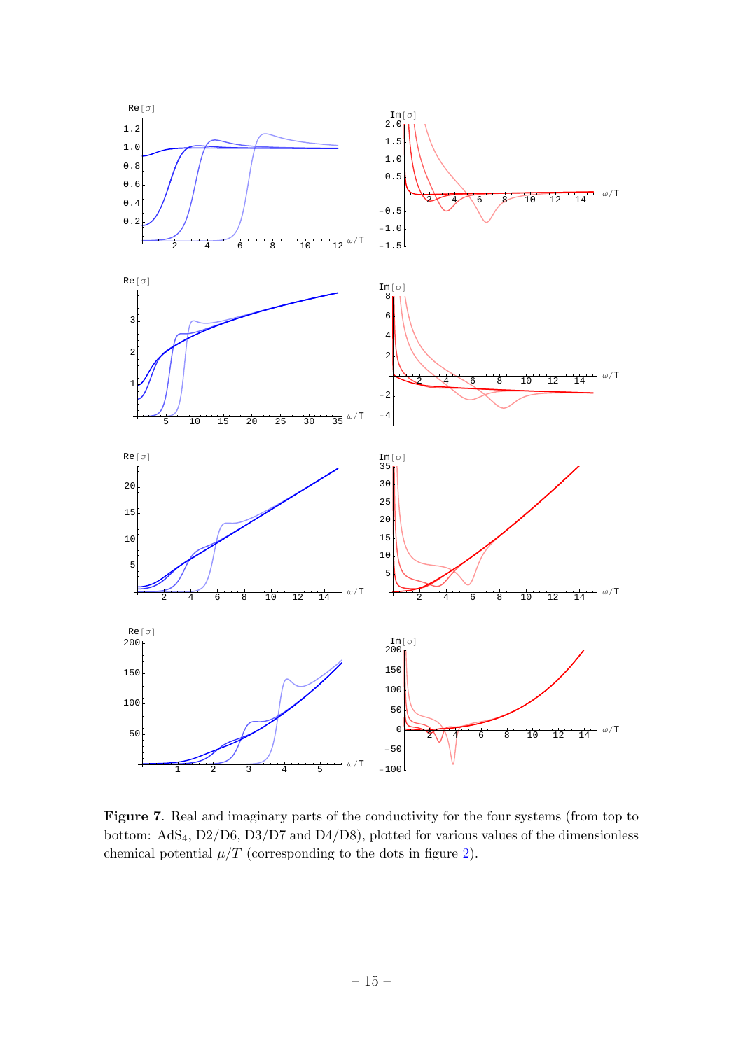**Figure 7**. Real and imaginary parts of the conductivity for the four systems (from top to bottom: $AdS_4$, D2/D6, D3/D7 and D4/D8), plotted for various values of the dimensionless chemical potential $\mu/T$ (corresponding to the dots in figure 2).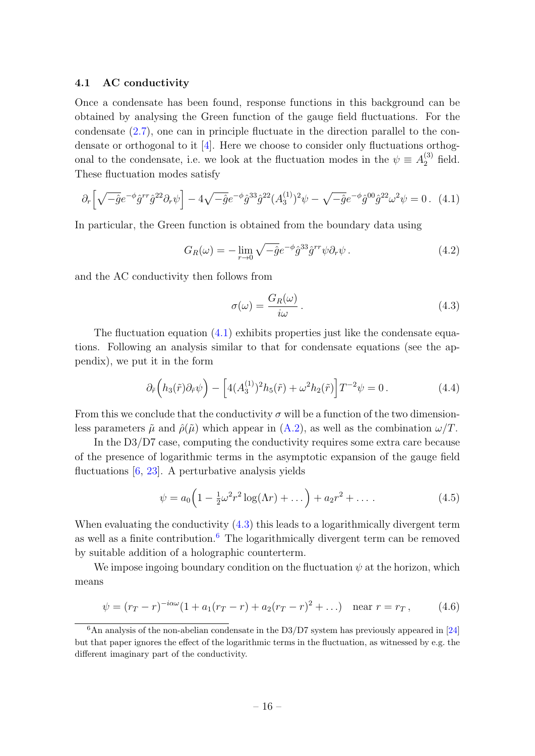### 4.1 AC conductivity

Once a condensate has been found, response functions in this background can be obtained by analysing the Green function of the gauge field fluctuations. For the condensate (2.7), one can in principle fluctuate in the direction parallel to the condensate or orthogonal to it [4]. Here we choose to consider only fluctuations orthogonal to the condensate, i.e. we look at the fluctuation modes in the $\psi \equiv A_2^{(3)}$ field. These fluctuation modes satisfy

$$\partial_r\Big[\sqrt{-\hat{g}}e^{-\phi}\hat{g}^{rr}\hat{g}^{22}\partial_r\psi\Big] - 4\sqrt{-\hat{g}}e^{-\phi}\hat{g}^{33}\hat{g}^{22}(A_3^{(1)})^2\psi - \sqrt{-\hat{g}}e^{-\phi}\hat{g}^{00}\hat{g}^{22}\omega^2\psi = 0\,. \quad (4.1)$$

In particular, the Green function is obtained from the boundary data using

$$G_R(\omega) = -\lim_{r\to 0}\sqrt{-\hat{g}}e^{-\phi}\hat{g}^{33}\hat{g}^{rr}\psi\partial_r\psi\,. \quad (4.2)$$

and the AC conductivity then follows from

$$\sigma(\omega) = \frac{G_R(\omega)}{i\omega}\,. \quad (4.3)$$

The fluctuation equation (4.1) exhibits properties just like the condensate equations. Following an analysis similar to that for condensate equations (see the appendix), we put it in the form

$$\partial_{\tilde{r}}\Big(h_3(\tilde{r})\partial_{\tilde{r}}\psi\Big) - \Big[4(A_3^{(1)})^2 h_5(\tilde{r}) + \omega^2 h_2(\tilde{r})\Big]T^{-2}\psi = 0\,. \quad (4.4)$$

From this we conclude that the conductivity $\sigma$ will be a function of the two dimensionless parameters $\tilde{\mu}$ and $\hat{\rho}(\tilde{\mu})$ which appear in (A.2), as well as the combination $\omega/T$.

In the D3/D7 case, computing the conductivity requires some extra care because of the presence of logarithmic terms in the asymptotic expansion of the gauge field fluctuations [6, 23]. A perturbative analysis yields

$$\psi = a_0\Big(1 - \tfrac{1}{2}\omega^2 r^2\log(\Lambda r) + \dots\Big) + a_2 r^2 + \dots\,. \quad (4.5)$$

When evaluating the conductivity (4.3) this leads to a logarithmically divergent term as well as a finite contribution.[6] The logarithmically divergent term can be removed by suitable addition of a holographic counterterm.

We impose ingoing boundary condition on the fluctuation $\psi$ at the horizon, which means

$$\psi = (r_T - r)^{-i\alpha\omega}(1 + a_1(r_T - r) + a_2(r_T - r)^2 + \dots) \quad \text{near } r = r_T\,, \quad (4.6)$$

[6] An analysis of the non-abelian condensate in the D3/D7 system has previously appeared in [24] but that paper ignores the effect of the logarithmic terms in the fluctuation, as witnessed by e.g. the different imaginary part of the conductivity.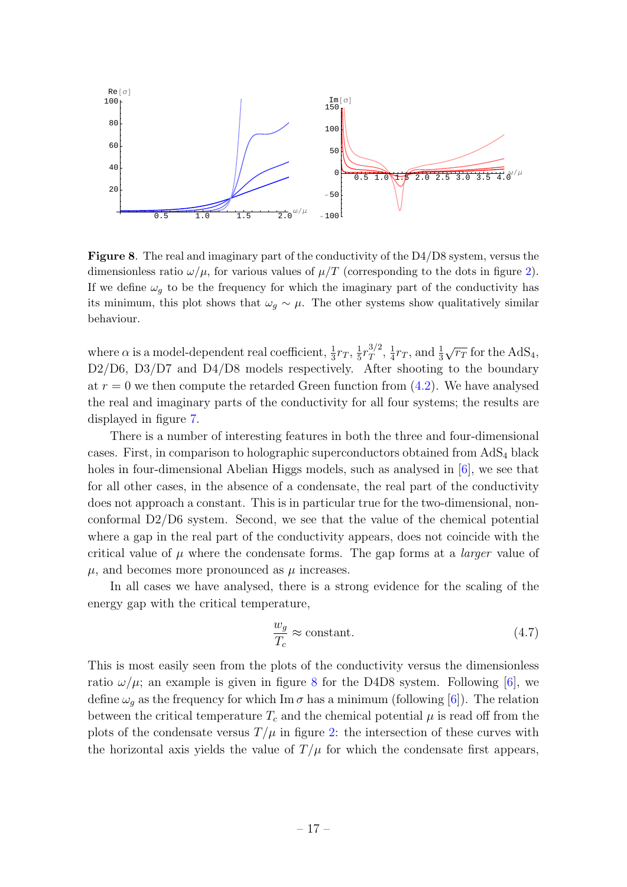**Figure 8**. The real and imaginary part of the conductivity of the D4/D8 system, versus the dimensionless ratio $\omega/\mu$, for various values of $\mu/T$ (corresponding to the dots in figure 2). If we define $\omega_g$ to be the frequency for which the imaginary part of the conductivity has its minimum, this plot shows that $\omega_g \sim \mu$. The other systems show qualitatively similar behaviour.

where $\alpha$ is a model-dependent real coefficient, $\frac{1}{3}r_T$, $\frac{1}{5}r_T^{3/2}$, $\frac{1}{4}r_T$, and $\frac{1}{3}\sqrt{r_T}$ for the AdS$_4$, D2/D6, D3/D7 and D4/D8 models respectively. After shooting to the boundary at $r = 0$ we then compute the retarded Green function from (4.2). We have analysed the real and imaginary parts of the conductivity for all four systems; the results are displayed in figure 7.

There is a number of interesting features in both the three and four-dimensional cases. First, in comparison to holographic superconductors obtained from AdS$_4$ black holes in four-dimensional Abelian Higgs models, such as analysed in [6], we see that for all other cases, in the absence of a condensate, the real part of the conductivity does not approach a constant. This is in particular true for the two-dimensional, non-conformal D2/D6 system. Second, we see that the value of the chemical potential where a gap in the real part of the conductivity appears, does not coincide with the critical value of $\mu$ where the condensate forms. The gap forms at a *larger* value of $\mu$, and becomes more pronounced as $\mu$ increases.

In all cases we have analysed, there is a strong evidence for the scaling of the energy gap with the critical temperature,

$$\frac{w_g}{T_c} \approx \text{constant}. \tag{4.7}$$

This is most easily seen from the plots of the conductivity versus the dimensionless ratio $\omega/\mu$; an example is given in figure 8 for the D4D8 system. Following [6], we define $\omega_g$ as the frequency for which $\operatorname{Im}\sigma$ has a minimum (following [6]). The relation between the critical temperature $T_c$ and the chemical potential $\mu$ is read off from the plots of the condensate versus $T/\mu$ in figure 2: the intersection of these curves with the horizontal axis yields the value of $T/\mu$ for which the condensate first appears,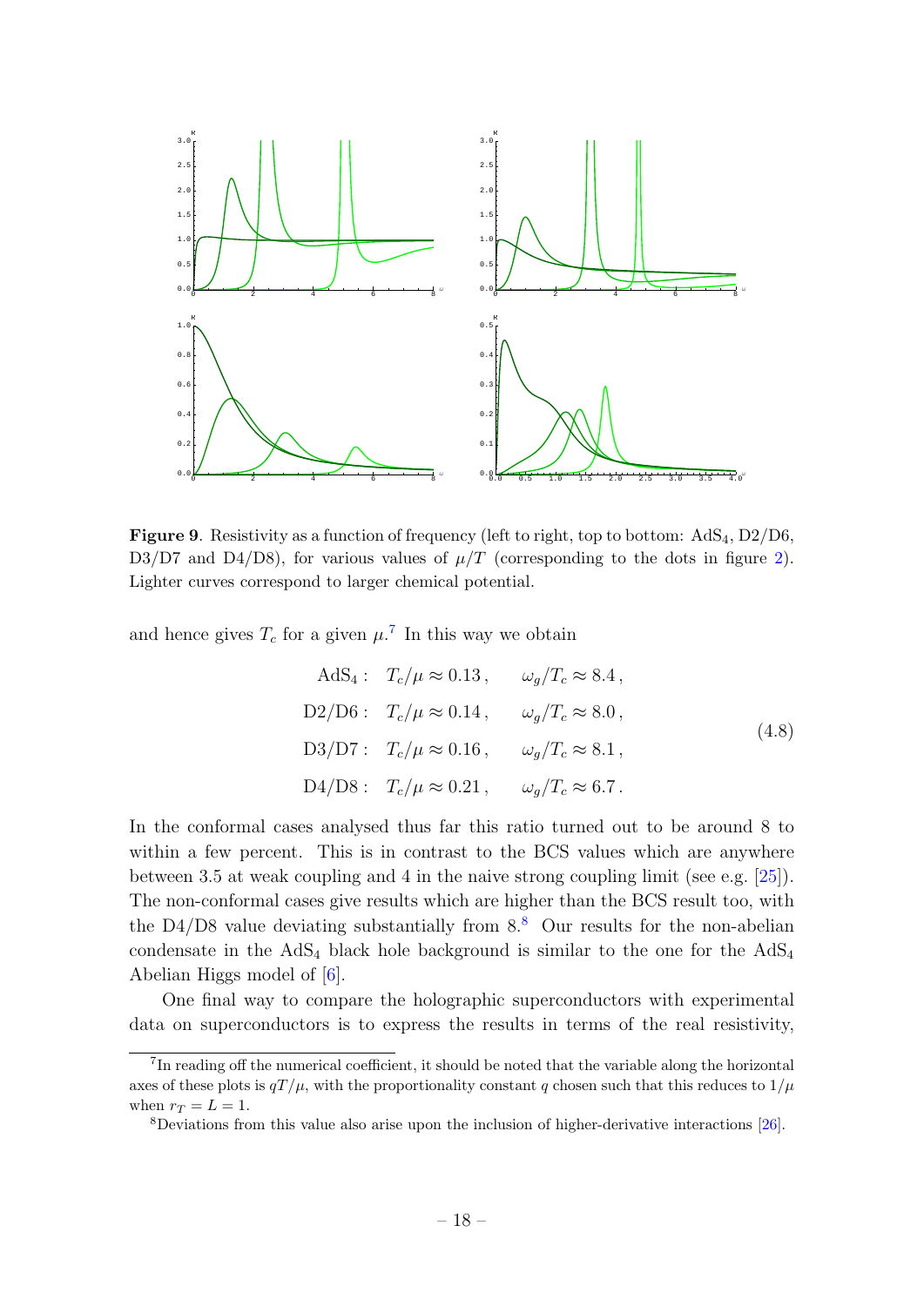**Figure 9**. Resistivity as a function of frequency (left to right, top to bottom: $AdS_4$, D2/D6, D3/D7 and D4/D8), for various values of $\mu/T$ (corresponding to the dots in figure 2). Lighter curves correspond to larger chemical potential.

and hence gives $T_c$ for a given $\mu$.[7] In this way we obtain

$$
\begin{aligned}
\mathrm{AdS}_4: &\quad T_c/\mu \approx 0.13\,, \qquad \omega_g/T_c \approx 8.4\,,\\
\mathrm{D2/D6}: &\quad T_c/\mu \approx 0.14\,, \qquad \omega_g/T_c \approx 8.0\,,\\
\mathrm{D3/D7}: &\quad T_c/\mu \approx 0.16\,, \qquad \omega_g/T_c \approx 8.1\,,\\
\mathrm{D4/D8}: &\quad T_c/\mu \approx 0.21\,, \qquad \omega_g/T_c \approx 6.7\,.
\end{aligned}
\tag{4.8}
$$

In the conformal cases analysed thus far this ratio turned out to be around 8 to within a few percent. This is in contrast to the BCS values which are anywhere between 3.5 at weak coupling and 4 in the naive strong coupling limit (see e.g. [25]). The non-conformal cases give results which are higher than the BCS result too, with the D4/D8 value deviating substantially from 8.[8] Our results for the non-abelian condensate in the $AdS_4$ black hole background is similar to the one for the $AdS_4$ Abelian Higgs model of [6].

One final way to compare the holographic superconductors with experimental data on superconductors is to express the results in terms of the real resistivity,

[7] In reading off the numerical coefficient, it should be noted that the variable along the horizontal axes of these plots is $qT/\mu$, with the proportionality constant $q$ chosen such that this reduces to $1/\mu$ when $r_T = L = 1$.

[8] Deviations from this value also arise upon the inclusion of higher-derivative interactions [26].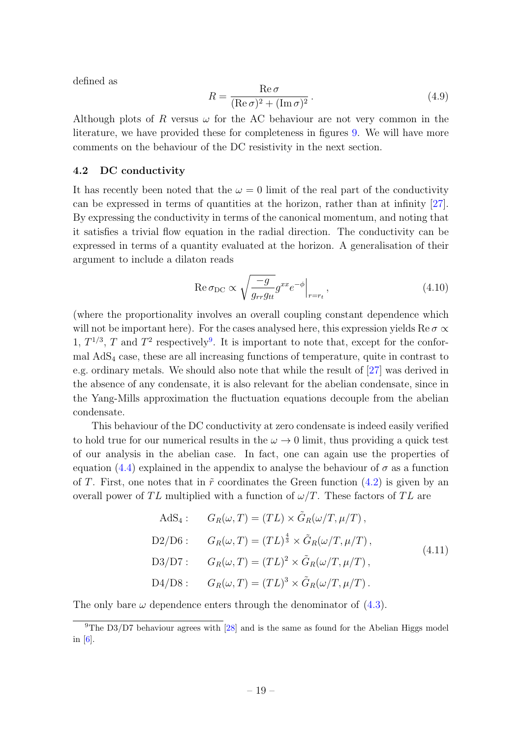defined as

$$R = \frac{\operatorname{Re}\sigma}{(\operatorname{Re}\sigma)^2 + (\operatorname{Im}\sigma)^2}\,. \tag{4.9}$$

Although plots of $R$ versus $\omega$ for the AC behaviour are not very common in the literature, we have provided these for completeness in figures 9. We will have more comments on the behaviour of the DC resistivity in the next section.

### 4.2 DC conductivity

It has recently been noted that the $\omega = 0$ limit of the real part of the conductivity can be expressed in terms of quantities at the horizon, rather than at infinity [27]. By expressing the conductivity in terms of the canonical momentum, and noting that it satisfies a trivial flow equation in the radial direction. The conductivity can be expressed in terms of a quantity evaluated at the horizon. A generalisation of their argument to include a dilaton reads

$$\operatorname{Re}\sigma_{\rm DC} \propto \sqrt{\frac{-g}{g_{rr}g_{tt}}}\, g^{xx} e^{-\phi}\Big|_{r=r_t}\,, \tag{4.10}$$

(where the proportionality involves an overall coupling constant dependence which will not be important here). For the cases analysed here, this expression yields $\operatorname{Re}\sigma \propto 1$, $T^{1/3}$, $T$ and $T^2$ respectively[9]. It is important to note that, except for the conformal $\mathrm{AdS}_4$ case, these are all increasing functions of temperature, quite in contrast to e.g. ordinary metals. We should also note that while the result of [27] was derived in the absence of any condensate, it is also relevant for the abelian condensate, since in the Yang-Mills approximation the fluctuation equations decouple from the abelian condensate.

This behaviour of the DC conductivity at zero condensate is indeed easily verified to hold true for our numerical results in the $\omega \to 0$ limit, thus providing a quick test of our analysis in the abelian case. In fact, one can again use the properties of equation (4.4) explained in the appendix to analyse the behaviour of $\sigma$ as a function of $T$. First, one notes that in $\tilde{r}$ coordinates the Green function (4.2) is given by an overall power of $TL$ multiplied with a function of $\omega/T$. These factors of $TL$ are

$$\begin{aligned}
\mathrm{AdS}_4: &\quad G_R(\omega, T) = (TL) \times \tilde{G}_R(\omega/T, \mu/T)\,,\\
\mathrm{D2/D6}: &\quad G_R(\omega, T) = (TL)^{\frac{4}{3}} \times \tilde{G}_R(\omega/T, \mu/T)\,,\\
\mathrm{D3/D7}: &\quad G_R(\omega, T) = (TL)^{2} \times \tilde{G}_R(\omega/T, \mu/T)\,,\\
\mathrm{D4/D8}: &\quad G_R(\omega, T) = (TL)^{3} \times \tilde{G}_R(\omega/T, \mu/T)\,.
\end{aligned} \tag{4.11}$$

The only bare $\omega$ dependence enters through the denominator of (4.3).

---

[9] The D3/D7 behaviour agrees with [28] and is the same as found for the Abelian Higgs model in [6].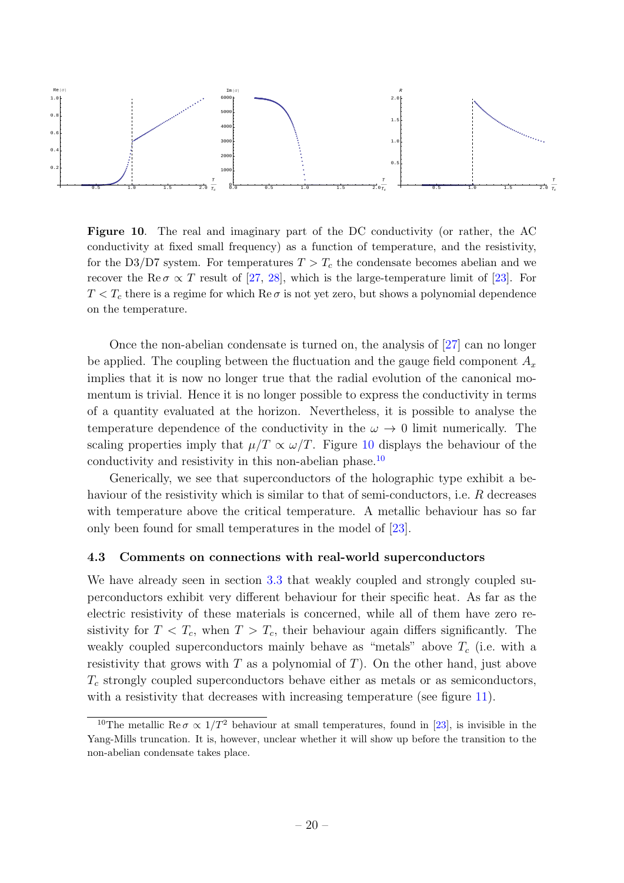**Figure 10**. The real and imaginary part of the DC conductivity (or rather, the AC conductivity at fixed small frequency) as a function of temperature, and the resistivity, for the D3/D7 system. For temperatures $T > T_c$ the condensate becomes abelian and we recover the $\mathrm{Re}\,\sigma \propto T$ result of [27, 28], which is the large-temperature limit of [23]. For $T < T_c$ there is a regime for which $\mathrm{Re}\,\sigma$ is not yet zero, but shows a polynomial dependence on the temperature.

Once the non-abelian condensate is turned on, the analysis of [27] can no longer be applied. The coupling between the fluctuation and the gauge field component $A_x$ implies that it is now no longer true that the radial evolution of the canonical momentum is trivial. Hence it is no longer possible to express the conductivity in terms of a quantity evaluated at the horizon. Nevertheless, it is possible to analyse the temperature dependence of the conductivity in the $\omega \to 0$ limit numerically. The scaling properties imply that $\mu/T \propto \omega/T$. Figure 10 displays the behaviour of the conductivity and resistivity in this non-abelian phase.[10]

Generically, we see that superconductors of the holographic type exhibit a behaviour of the resistivity which is similar to that of semi-conductors, i.e. $R$ decreases with temperature above the critical temperature. A metallic behaviour has so far only been found for small temperatures in the model of [23].

### 4.3 Comments on connections with real-world superconductors

We have already seen in section 3.3 that weakly coupled and strongly coupled superconductors exhibit very different behaviour for their specific heat. As far as the electric resistivity of these materials is concerned, while all of them have zero resistivity for $T < T_c$, when $T > T_c$, their behaviour again differs significantly. The weakly coupled superconductors mainly behave as "metals" above $T_c$ (i.e. with a resistivity that grows with $T$ as a polynomial of $T$). On the other hand, just above $T_c$ strongly coupled superconductors behave either as metals or as semiconductors, with a resistivity that decreases with increasing temperature (see figure 11).

---

[10] The metallic $\mathrm{Re}\,\sigma \propto 1/T^2$ behaviour at small temperatures, found in [23], is invisible in the Yang-Mills truncation. It is, however, unclear whether it will show up before the transition to the non-abelian condensate takes place.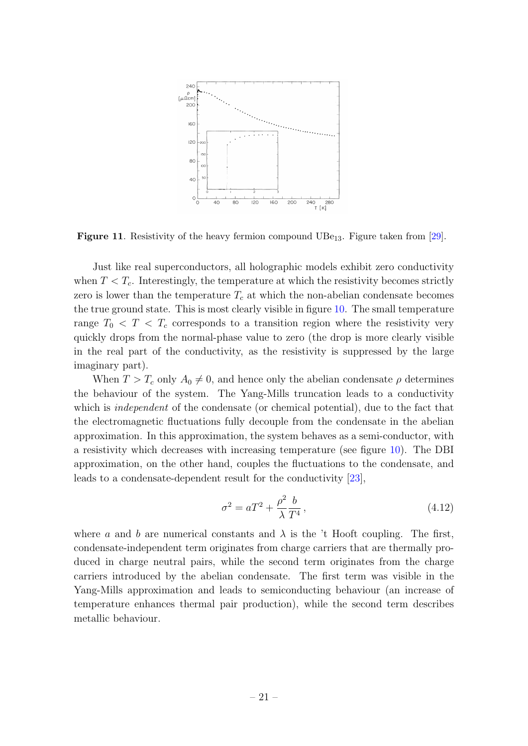**Figure 11**. Resistivity of the heavy fermion compound $UBe_{13}$. Figure taken from [29].

Just like real superconductors, all holographic models exhibit zero conductivity when $T < T_c$. Interestingly, the temperature at which the resistivity becomes strictly zero is lower than the temperature $T_c$ at which the non-abelian condensate becomes the true ground state. This is most clearly visible in figure 10. The small temperature range $T_0 < T < T_c$ corresponds to a transition region where the resistivity very quickly drops from the normal-phase value to zero (the drop is more clearly visible in the real part of the conductivity, as the resistivity is suppressed by the large imaginary part).

When $T > T_c$ only $A_0 \neq 0$, and hence only the abelian condensate $\rho$ determines the behaviour of the system. The Yang-Mills truncation leads to a conductivity which is *independent* of the condensate (or chemical potential), due to the fact that the electromagnetic fluctuations fully decouple from the condensate in the abelian approximation. In this approximation, the system behaves as a semi-conductor, with a resistivity which decreases with increasing temperature (see figure 10). The DBI approximation, on the other hand, couples the fluctuations to the condensate, and leads to a condensate-dependent result for the conductivity [23],

$$\sigma^2 = aT^2 + \frac{\rho^2}{\lambda}\frac{b}{T^4}\,, \tag{4.12}$$

where $a$ and $b$ are numerical constants and $\lambda$ is the 't Hooft coupling. The first, condensate-independent term originates from charge carriers that are thermally produced in charge neutral pairs, while the second term originates from the charge carriers introduced by the abelian condensate. The first term was visible in the Yang-Mills approximation and leads to semiconducting behaviour (an increase of temperature enhances thermal pair production), while the second term describes metallic behaviour.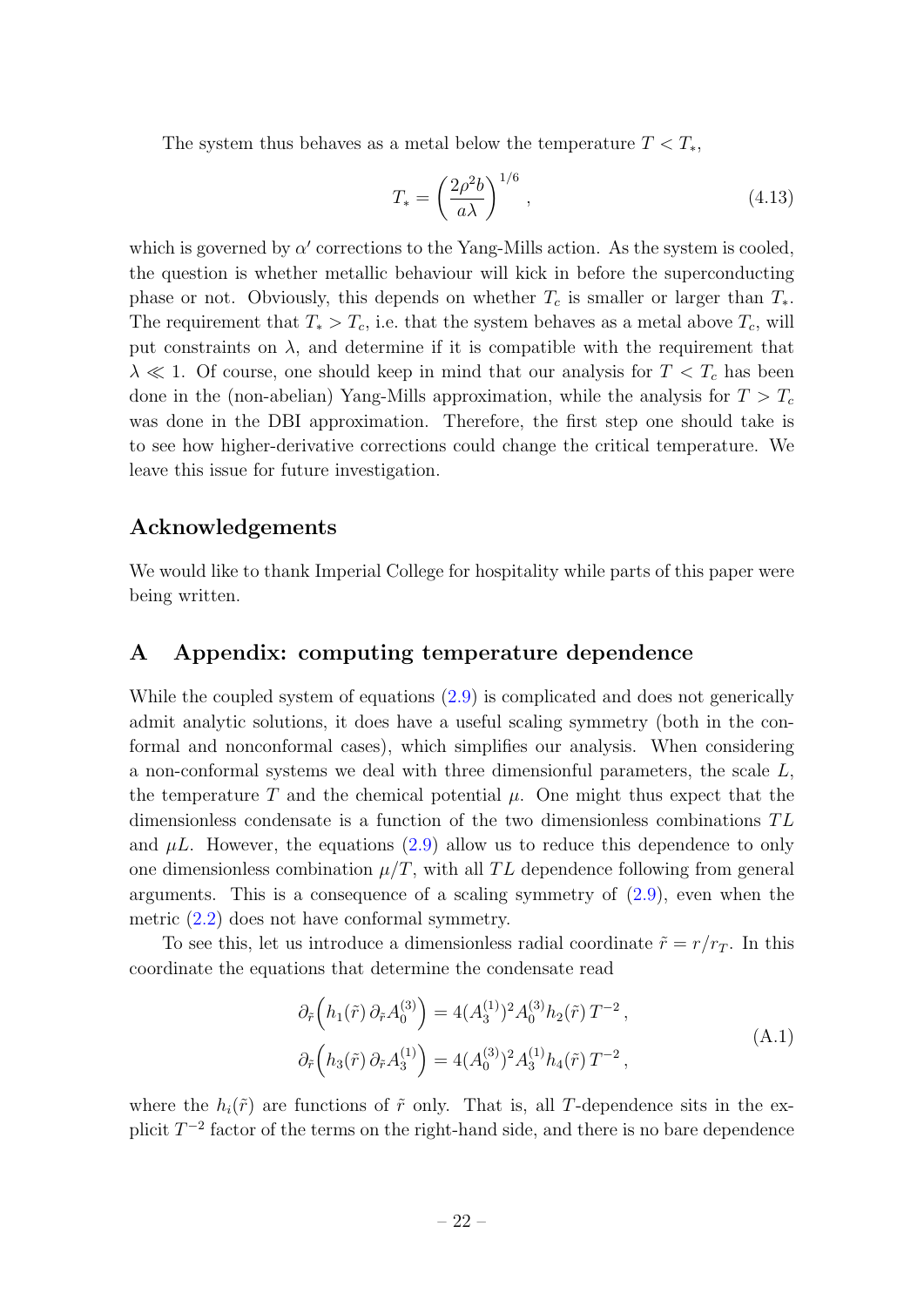The system thus behaves as a metal below the temperature $T < T_*$,

$$T_* = \left(\frac{2\rho^2 b}{a\lambda}\right)^{1/6}, \tag{4.13}$$

which is governed by $\alpha'$ corrections to the Yang-Mills action. As the system is cooled, the question is whether metallic behaviour will kick in before the superconducting phase or not. Obviously, this depends on whether $T_c$ is smaller or larger than $T_*$. The requirement that $T_* > T_c$, i.e. that the system behaves as a metal above $T_c$, will put constraints on $\lambda$, and determine if it is compatible with the requirement that $\lambda \ll 1$. Of course, one should keep in mind that our analysis for $T < T_c$ has been done in the (non-abelian) Yang-Mills approximation, while the analysis for $T > T_c$ was done in the DBI approximation. Therefore, the first step one should take is to see how higher-derivative corrections could change the critical temperature. We leave this issue for future investigation.

## Acknowledgements

We would like to thank Imperial College for hospitality while parts of this paper were being written.

## A Appendix: computing temperature dependence

While the coupled system of equations (2.9) is complicated and does not generically admit analytic solutions, it does have a useful scaling symmetry (both in the conformal and nonconformal cases), which simplifies our analysis. When considering a non-conformal systems we deal with three dimensionful parameters, the scale $L$, the temperature $T$ and the chemical potential $\mu$. One might thus expect that the dimensionless condensate is a function of the two dimensionless combinations $TL$ and $\mu L$. However, the equations (2.9) allow us to reduce this dependence to only one dimensionless combination $\mu/T$, with all $TL$ dependence following from general arguments. This is a consequence of a scaling symmetry of (2.9), even when the metric (2.2) does not have conformal symmetry.

To see this, let us introduce a dimensionless radial coordinate $\tilde{r} = r/r_T$. In this coordinate the equations that determine the condensate read

$$\begin{aligned}
\partial_{\tilde{r}}\Big(h_1(\tilde{r})\,\partial_{\tilde{r}}A_0^{(3)}\Big) &= 4(A_3^{(1)})^2 A_0^{(3)} h_2(\tilde{r})\,T^{-2}\,,\\
\partial_{\tilde{r}}\Big(h_3(\tilde{r})\,\partial_{\tilde{r}}A_3^{(1)}\Big) &= 4(A_0^{(3)})^2 A_3^{(1)} h_4(\tilde{r})\,T^{-2}\,,
\end{aligned} \tag{A.1}$$

where the $h_i(\tilde{r})$ are functions of $\tilde{r}$ only. That is, all $T$-dependence sits in the explicit $T^{-2}$ factor of the terms on the right-hand side, and there is no bare dependence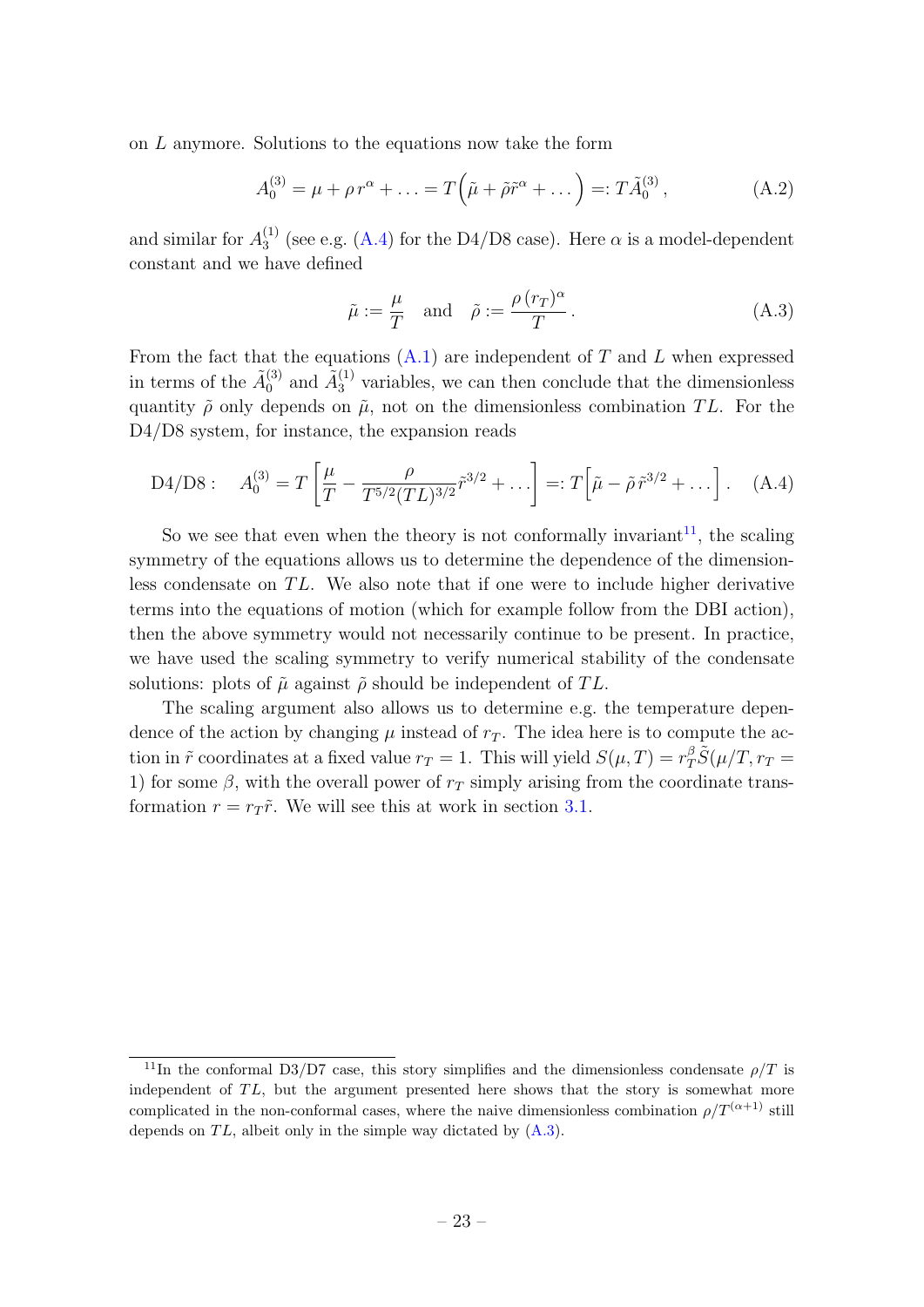on $L$ anymore. Solutions to the equations now take the form

$$A_0^{(3)} = \mu + \rho\, r^\alpha + \ldots = T\Big(\tilde{\mu} + \tilde{\rho}\tilde{r}^\alpha + \ldots\Big) =: T\tilde{A}_0^{(3)}\,, \tag{A.2}$$

and similar for $A_3^{(1)}$ (see e.g. (A.4) for the D4/D8 case). Here $\alpha$ is a model-dependent constant and we have defined

$$\tilde{\mu} := \frac{\mu}{T} \quad \text{and} \quad \tilde{\rho} := \frac{\rho\,(r_T)^\alpha}{T}\,. \tag{A.3}$$

From the fact that the equations (A.1) are independent of $T$ and $L$ when expressed in terms of the $\tilde{A}_0^{(3)}$ and $\tilde{A}_3^{(1)}$ variables, we can then conclude that the dimensionless quantity $\tilde{\rho}$ only depends on $\tilde{\mu}$, not on the dimensionless combination $TL$. For the D4/D8 system, for instance, the expansion reads

$$\text{D4/D8}: \quad A_0^{(3)} = T\left[\frac{\mu}{T} - \frac{\rho}{T^{5/2}(TL)^{3/2}}\tilde{r}^{3/2} + \ldots\right] =: T\Big[\tilde{\mu} - \tilde{\rho}\,\tilde{r}^{3/2} + \ldots\Big]\,. \tag{A.4}$$

So we see that even when the theory is not conformally invariant[11], the scaling symmetry of the equations allows us to determine the dependence of the dimensionless condensate on $TL$. We also note that if one were to include higher derivative terms into the equations of motion (which for example follow from the DBI action), then the above symmetry would not necessarily continue to be present. In practice, we have used the scaling symmetry to verify numerical stability of the condensate solutions: plots of $\tilde{\mu}$ against $\tilde{\rho}$ should be independent of $TL$.

The scaling argument also allows us to determine e.g. the temperature dependence of the action by changing $\mu$ instead of $r_T$. The idea here is to compute the action in $\tilde{r}$ coordinates at a fixed value $r_T = 1$. This will yield $S(\mu, T) = r_T^\beta \tilde{S}(\mu/T, r_T = 1)$ for some $\beta$, with the overall power of $r_T$ simply arising from the coordinate transformation $r = r_T\tilde{r}$. We will see this at work in section 3.1.

---

[11] In the conformal D3/D7 case, this story simplifies and the dimensionless condensate $\rho/T$ is independent of $TL$, but the argument presented here shows that the story is somewhat more complicated in the non-conformal cases, where the naive dimensionless combination $\rho/T^{(\alpha+1)}$ still depends on $TL$, albeit only in the simple way dictated by (A.3).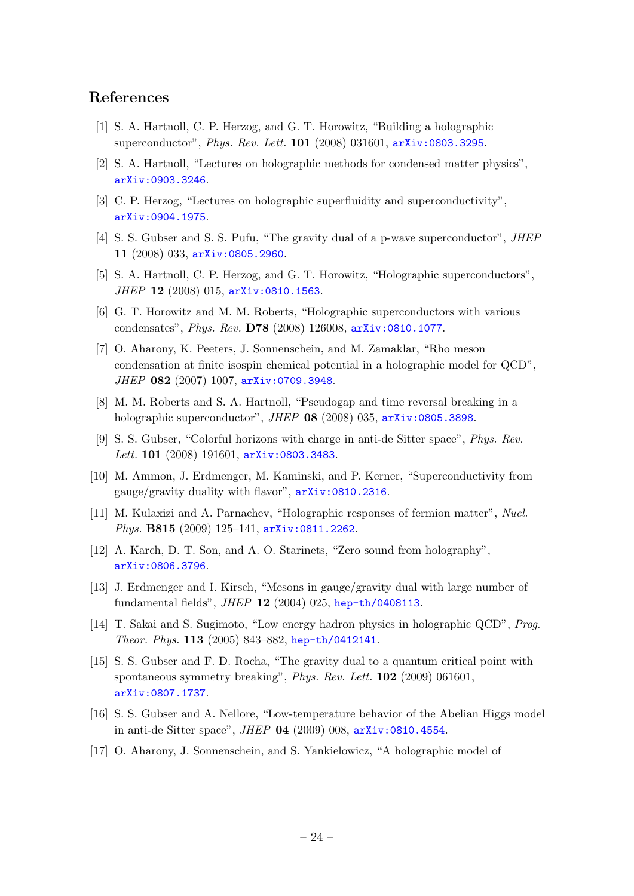## References

[1] S. A. Hartnoll, C. P. Herzog, and G. T. Horowitz, "Building a holographic superconductor", *Phys. Rev. Lett.* **101** (2008) 031601, arXiv:0803.3295.

[2] S. A. Hartnoll, "Lectures on holographic methods for condensed matter physics", arXiv:0903.3246.

[3] C. P. Herzog, "Lectures on holographic superfluidity and superconductivity", arXiv:0904.1975.

[4] S. S. Gubser and S. S. Pufu, "The gravity dual of a p-wave superconductor", *JHEP* **11** (2008) 033, arXiv:0805.2960.

[5] S. A. Hartnoll, C. P. Herzog, and G. T. Horowitz, "Holographic superconductors", *JHEP* **12** (2008) 015, arXiv:0810.1563.

[6] G. T. Horowitz and M. M. Roberts, "Holographic superconductors with various condensates", *Phys. Rev.* **D78** (2008) 126008, arXiv:0810.1077.

[7] O. Aharony, K. Peeters, J. Sonnenschein, and M. Zamaklar, "Rho meson condensation at finite isospin chemical potential in a holographic model for QCD", *JHEP* **082** (2007) 1007, arXiv:0709.3948.

[8] M. M. Roberts and S. A. Hartnoll, "Pseudogap and time reversal breaking in a holographic superconductor", *JHEP* **08** (2008) 035, arXiv:0805.3898.

[9] S. S. Gubser, "Colorful horizons with charge in anti-de Sitter space", *Phys. Rev. Lett.* **101** (2008) 191601, arXiv:0803.3483.

[10] M. Ammon, J. Erdmenger, M. Kaminski, and P. Kerner, "Superconductivity from gauge/gravity duality with flavor", arXiv:0810.2316.

[11] M. Kulaxizi and A. Parnachev, "Holographic responses of fermion matter", *Nucl. Phys.* **B815** (2009) 125–141, arXiv:0811.2262.

[12] A. Karch, D. T. Son, and A. O. Starinets, "Zero sound from holography", arXiv:0806.3796.

[13] J. Erdmenger and I. Kirsch, "Mesons in gauge/gravity dual with large number of fundamental fields", *JHEP* **12** (2004) 025, hep-th/0408113.

[14] T. Sakai and S. Sugimoto, "Low energy hadron physics in holographic QCD", *Prog. Theor. Phys.* **113** (2005) 843–882, hep-th/0412141.

[15] S. S. Gubser and F. D. Rocha, "The gravity dual to a quantum critical point with spontaneous symmetry breaking", *Phys. Rev. Lett.* **102** (2009) 061601, arXiv:0807.1737.

[16] S. S. Gubser and A. Nellore, "Low-temperature behavior of the Abelian Higgs model in anti-de Sitter space", *JHEP* **04** (2009) 008, arXiv:0810.4554.

[17] O. Aharony, J. Sonnenschein, and S. Yankielowicz, "A holographic model of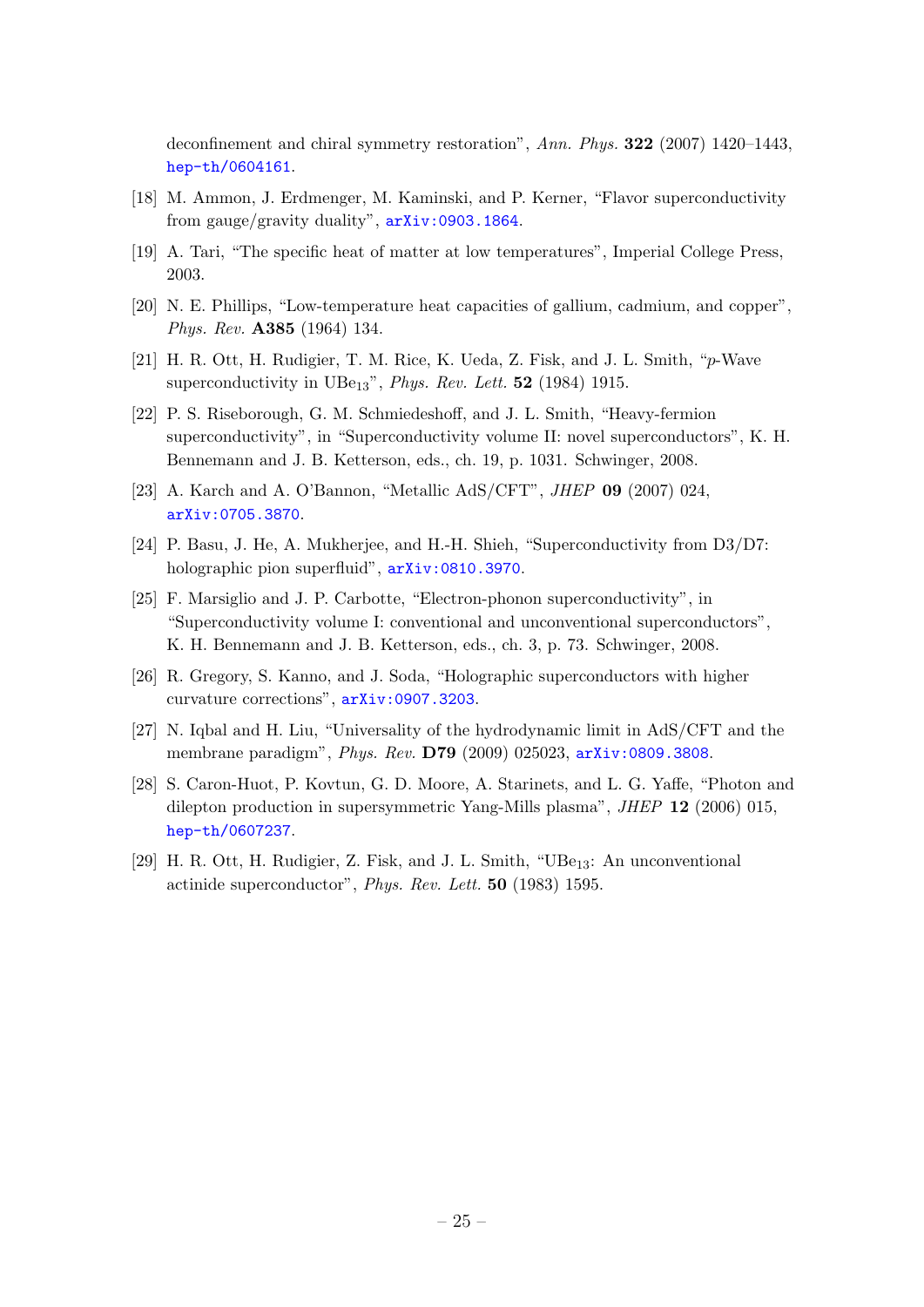deconfinement and chiral symmetry restoration", *Ann. Phys.* **322** (2007) 1420–1443, hep-th/0604161.

[18] M. Ammon, J. Erdmenger, M. Kaminski, and P. Kerner, "Flavor superconductivity from gauge/gravity duality", arXiv:0903.1864.

[19] A. Tari, "The specific heat of matter at low temperatures", Imperial College Press, 2003.

[20] N. E. Phillips, "Low-temperature heat capacities of gallium, cadmium, and copper", *Phys. Rev.* **A385** (1964) 134.

[21] H. R. Ott, H. Rudigier, T. M. Rice, K. Ueda, Z. Fisk, and J. L. Smith, "*p*-Wave superconductivity in $UBe_{13}$", *Phys. Rev. Lett.* **52** (1984) 1915.

[22] P. S. Riseborough, G. M. Schmiedeshoff, and J. L. Smith, "Heavy-fermion superconductivity", in "Superconductivity volume II: novel superconductors", K. H. Bennemann and J. B. Ketterson, eds., ch. 19, p. 1031. Schwinger, 2008.

[23] A. Karch and A. O'Bannon, "Metallic AdS/CFT", *JHEP* **09** (2007) 024, arXiv:0705.3870.

[24] P. Basu, J. He, A. Mukherjee, and H.-H. Shieh, "Superconductivity from D3/D7: holographic pion superfluid", arXiv:0810.3970.

[25] F. Marsiglio and J. P. Carbotte, "Electron-phonon superconductivity", in "Superconductivity volume I: conventional and unconventional superconductors", K. H. Bennemann and J. B. Ketterson, eds., ch. 3, p. 73. Schwinger, 2008.

[26] R. Gregory, S. Kanno, and J. Soda, "Holographic superconductors with higher curvature corrections", arXiv:0907.3203.

[27] N. Iqbal and H. Liu, "Universality of the hydrodynamic limit in AdS/CFT and the membrane paradigm", *Phys. Rev.* **D79** (2009) 025023, arXiv:0809.3808.

[28] S. Caron-Huot, P. Kovtun, G. D. Moore, A. Starinets, and L. G. Yaffe, "Photon and dilepton production in supersymmetric Yang-Mills plasma", *JHEP* **12** (2006) 015, hep-th/0607237.

[29] H. R. Ott, H. Rudigier, Z. Fisk, and J. L. Smith, "$UBe_{13}$: An unconventional actinide superconductor", *Phys. Rev. Lett.* **50** (1983) 1595.